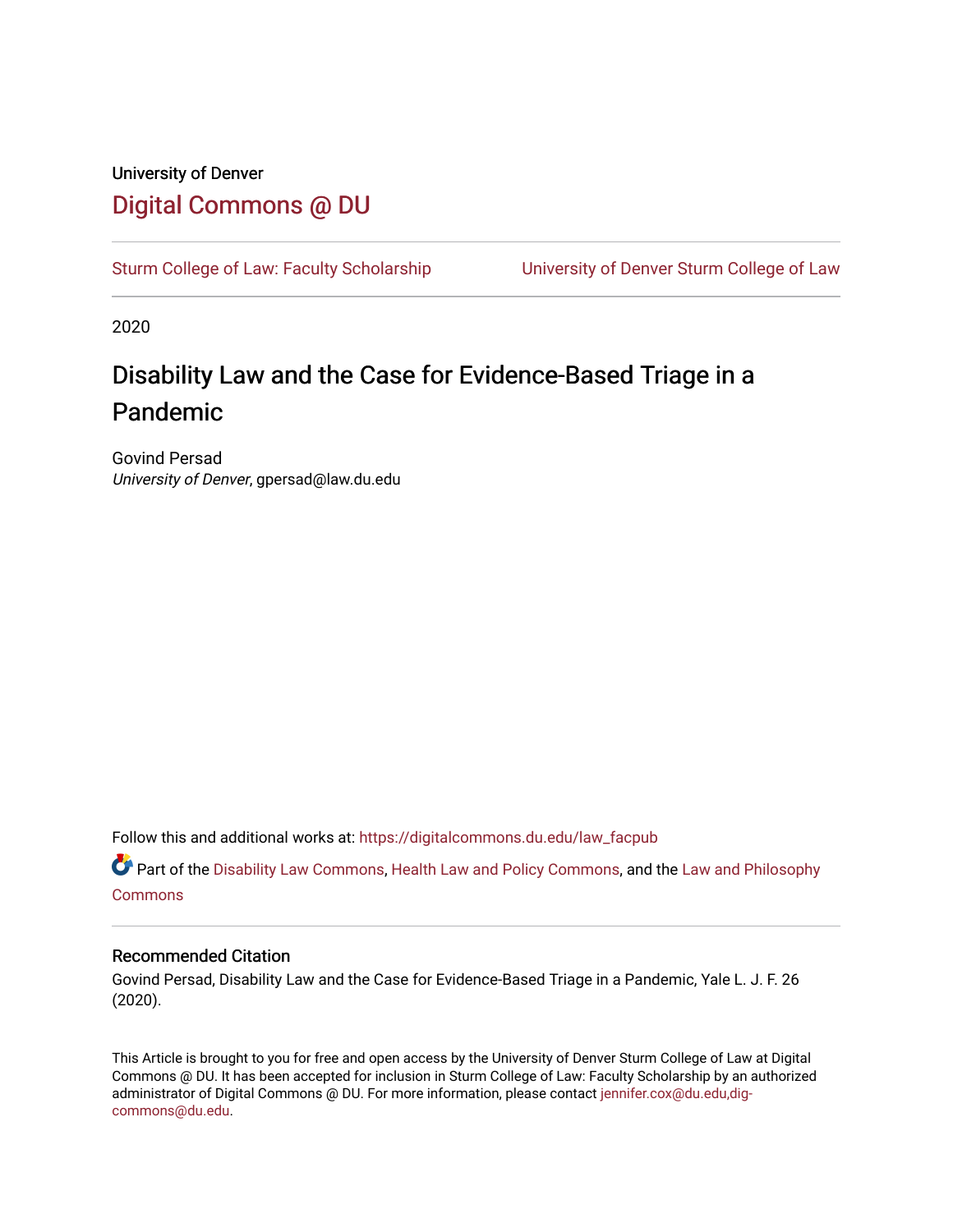University of Denver

# Digital Commons @ DU

Sturm College of Law: Faculty Scholarship | University of Denver Sturm College of Law

2020

# Disability Law and the Case for Evidence-Based Triage in a Pandemic

Govind Persad
*University of Denver*, gpersad@law.du.edu

Follow this and additional works at: https://digitalcommons.du.edu/law_facpub

Part of the Disability Law Commons, Health Law and Policy Commons, and the Law and Philosophy Commons

## Recommended Citation

Govind Persad, Disability Law and the Case for Evidence-Based Triage in a Pandemic, Yale L. J. F. 26 (2020).

This Article is brought to you for free and open access by the University of Denver Sturm College of Law at Digital Commons @ DU. It has been accepted for inclusion in Sturm College of Law: Faculty Scholarship by an authorized administrator of Digital Commons @ DU. For more information, please contact jennifer.cox@du.edu,dig-commons@du.edu.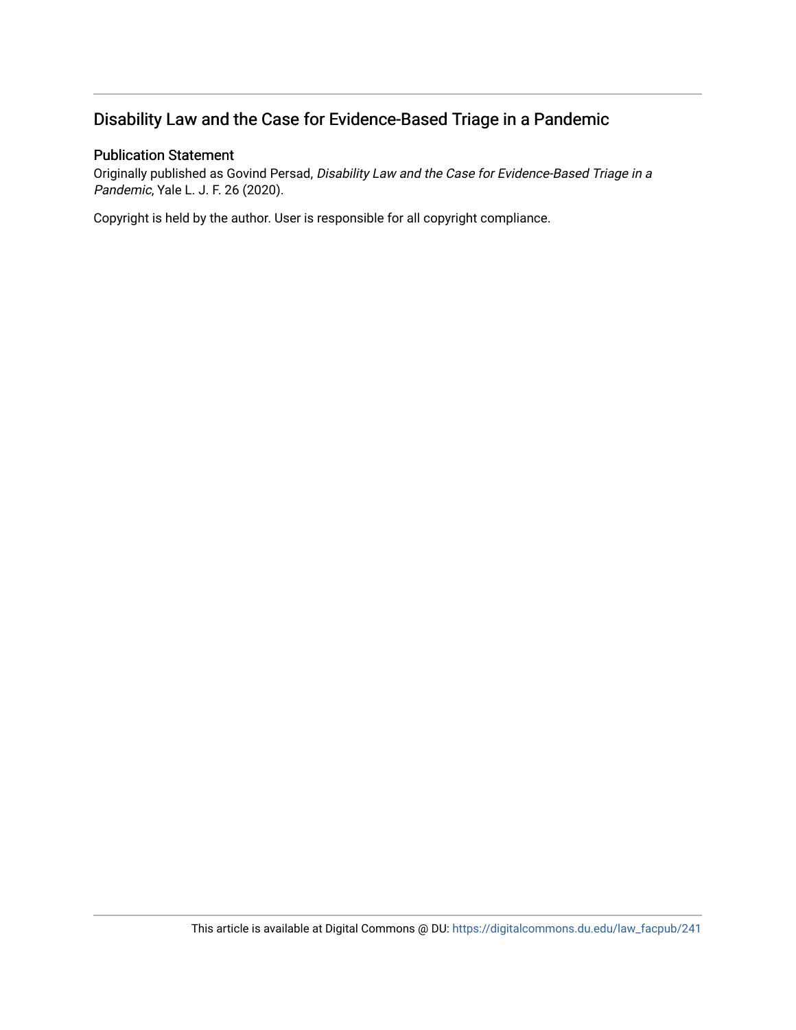## Disability Law and the Case for Evidence-Based Triage in a Pandemic

### Publication Statement

Originally published as Govind Persad, *Disability Law and the Case for Evidence-Based Triage in a Pandemic*, Yale L. J. F. 26 (2020).

Copyright is held by the author. User is responsible for all copyright compliance.

This article is available at Digital Commons @ DU: https://digitalcommons.du.edu/law_facpub/241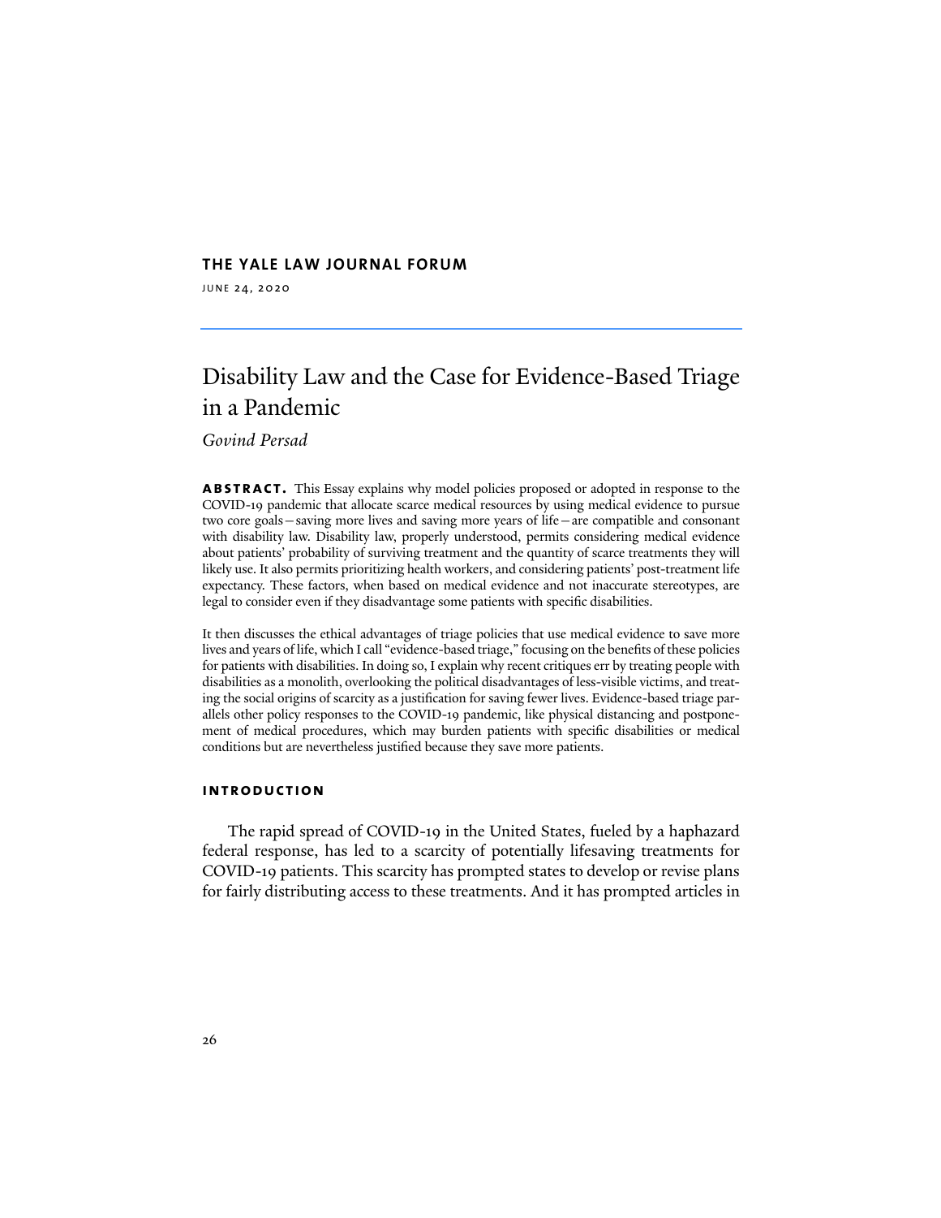**THE YALE LAW JOURNAL FORUM**

JUNE 24, 2020

# Disability Law and the Case for Evidence-Based Triage in a Pandemic

*Govind Persad*

**ABSTRACT.** This Essay explains why model policies proposed or adopted in response to the COVID-19 pandemic that allocate scarce medical resources by using medical evidence to pursue two core goals—saving more lives and saving more years of life—are compatible and consonant with disability law. Disability law, properly understood, permits considering medical evidence about patients' probability of surviving treatment and the quantity of scarce treatments they will likely use. It also permits prioritizing health workers, and considering patients' post-treatment life expectancy. These factors, when based on medical evidence and not inaccurate stereotypes, are legal to consider even if they disadvantage some patients with specific disabilities.

It then discusses the ethical advantages of triage policies that use medical evidence to save more lives and years of life, which I call "evidence-based triage," focusing on the benefits of these policies for patients with disabilities. In doing so, I explain why recent critiques err by treating people with disabilities as a monolith, overlooking the political disadvantages of less-visible victims, and treating the social origins of scarcity as a justification for saving fewer lives. Evidence-based triage parallels other policy responses to the COVID-19 pandemic, like physical distancing and postponement of medical procedures, which may burden patients with specific disabilities or medical conditions but are nevertheless justified because they save more patients.

## INTRODUCTION

The rapid spread of COVID-19 in the United States, fueled by a haphazard federal response, has led to a scarcity of potentially lifesaving treatments for COVID-19 patients. This scarcity has prompted states to develop or revise plans for fairly distributing access to these treatments. And it has prompted articles in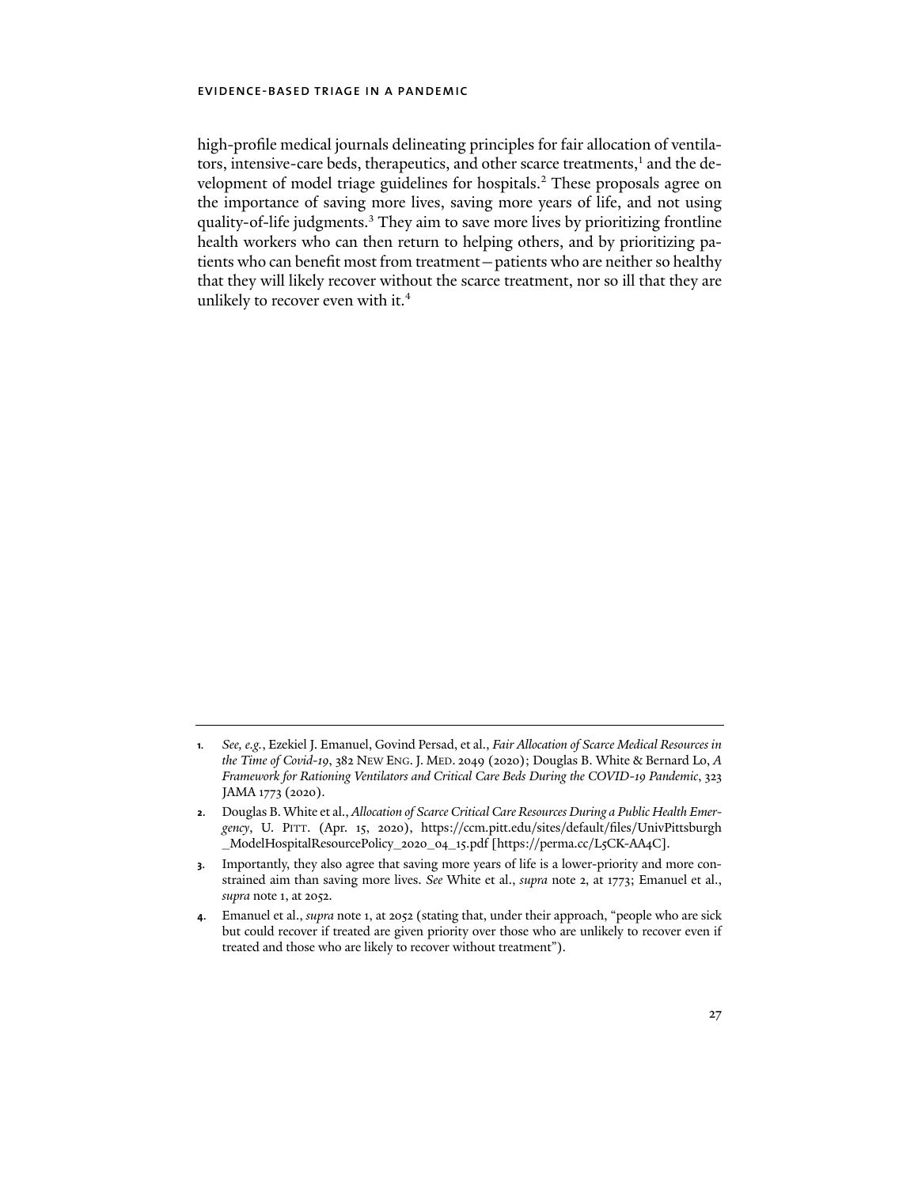high-profile medical journals delineating principles for fair allocation of ventilators, intensive-care beds, therapeutics, and other scarce treatments,[1] and the development of model triage guidelines for hospitals.[2] These proposals agree on the importance of saving more lives, saving more years of life, and not using quality-of-life judgments.[3] They aim to save more lives by prioritizing frontline health workers who can then return to helping others, and by prioritizing patients who can benefit most from treatment—patients who are neither so healthy that they will likely recover without the scarce treatment, nor so ill that they are unlikely to recover even with it.[4]

---

1. *See, e.g.*, Ezekiel J. Emanuel, Govind Persad, et al., *Fair Allocation of Scarce Medical Resources in the Time of Covid-19*, 382 New Eng. J. Med. 2049 (2020); Douglas B. White & Bernard Lo, *A Framework for Rationing Ventilators and Critical Care Beds During the COVID-19 Pandemic*, 323 JAMA 1773 (2020).

2. Douglas B. White et al., *Allocation of Scarce Critical Care Resources During a Public Health Emergency*, U. Pitt. (Apr. 15, 2020), https://ccm.pitt.edu/sites/default/files/UnivPittsburgh_ModelHospitalResourcePolicy_2020_04_15.pdf [https://perma.cc/L5CK-AA4C].

3. Importantly, they also agree that saving more years of life is a lower-priority and more constrained aim than saving more lives. *See* White et al., *supra* note 2, at 1773; Emanuel et al., *supra* note 1, at 2052.

4. Emanuel et al., *supra* note 1, at 2052 (stating that, under their approach, "people who are sick but could recover if treated are given priority over those who are unlikely to recover even if treated and those who are likely to recover without treatment").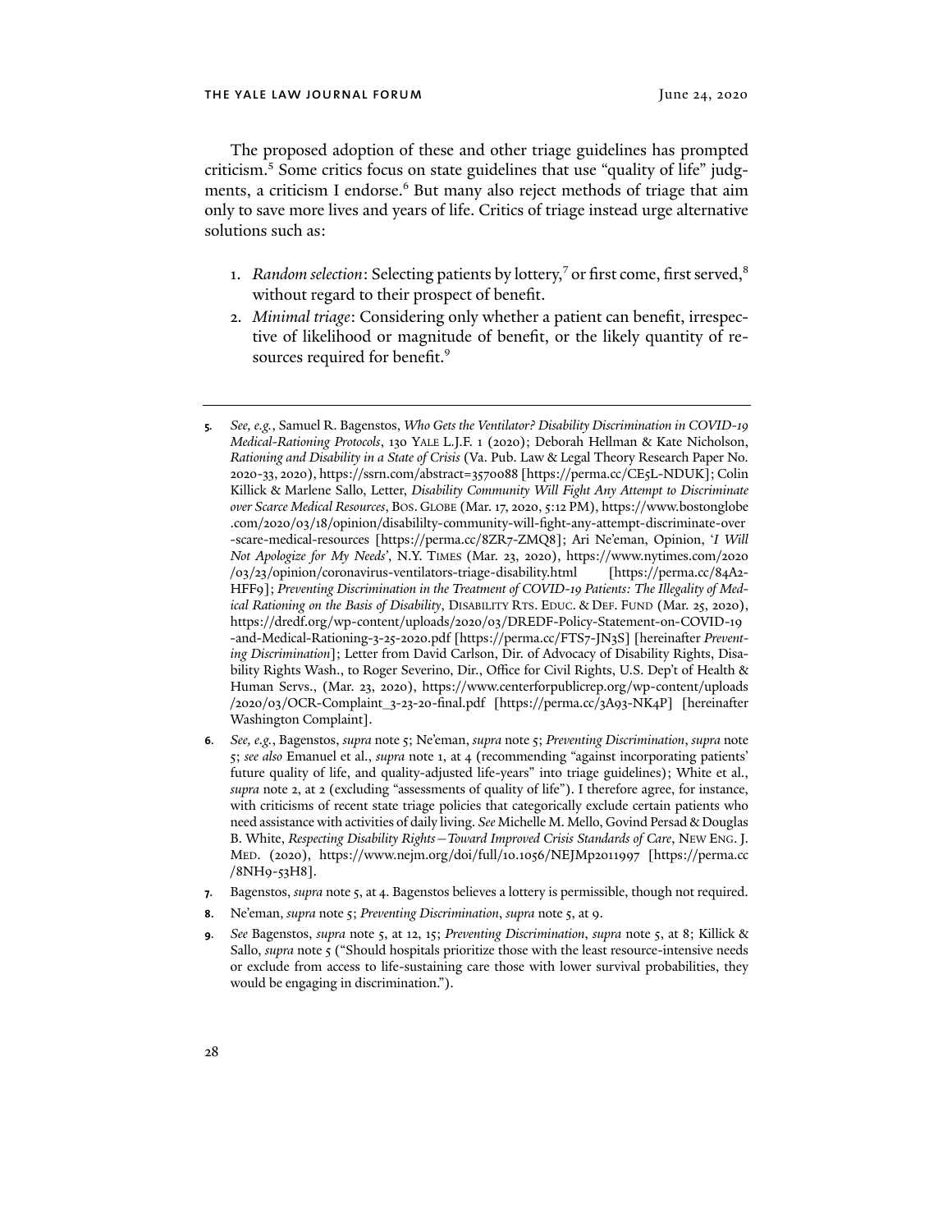The proposed adoption of these and other triage guidelines has prompted criticism.[5] Some critics focus on state guidelines that use "quality of life" judgments, a criticism I endorse.[6] But many also reject methods of triage that aim only to save more lives and years of life. Critics of triage instead urge alternative solutions such as:

1. *Random selection*: Selecting patients by lottery,[7] or first come, first served,[8] without regard to their prospect of benefit.
2. *Minimal triage*: Considering only whether a patient can benefit, irrespective of likelihood or magnitude of benefit, or the likely quantity of resources required for benefit.[9]

---

**5.** *See, e.g.*, Samuel R. Bagenstos, *Who Gets the Ventilator? Disability Discrimination in COVID-19 Medical-Rationing Protocols*, 130 YALE L.J.F. 1 (2020); Deborah Hellman & Kate Nicholson, *Rationing and Disability in a State of Crisis* (Va. Pub. Law & Legal Theory Research Paper No. 2020-33, 2020), https://ssrn.com/abstract=3570088 [https://perma.cc/CE5L-NDUK]; Colin Killick & Marlene Sallo, Letter, *Disability Community Will Fight Any Attempt to Discriminate over Scarce Medical Resources*, BOS. GLOBE (Mar. 17, 2020, 5:12 PM), https://www.bostonglobe.com/2020/03/18/opinion/disabililty-community-will-fight-any-attempt-discriminate-over-scare-medical-resources [https://perma.cc/8ZR7-ZMQ8]; Ari Ne'eman, Opinion, *'I Will Not Apologize for My Needs'*, N.Y. TIMES (Mar. 23, 2020), https://www.nytimes.com/2020/03/23/opinion/coronavirus-ventilators-triage-disability.html [https://perma.cc/84A2-HFF9]; *Preventing Discrimination in the Treatment of COVID-19 Patients: The Illegality of Medical Rationing on the Basis of Disability*, DISABILITY RTS. EDUC. & DEF. FUND (Mar. 25, 2020), https://dredf.org/wp-content/uploads/2020/03/DREDF-Policy-Statement-on-COVID-19-and-Medical-Rationing-3-25-2020.pdf [https://perma.cc/FTS7-JN3S] [hereinafter *Preventing Discrimination*]; Letter from David Carlson, Dir. of Advocacy of Disability Rights, Disability Rights Wash., to Roger Severino, Dir., Office for Civil Rights, U.S. Dep't of Health & Human Servs., (Mar. 23, 2020), https://www.centerforpublicrep.org/wp-content/uploads/2020/03/OCR-Complaint_3-23-20-final.pdf [https://perma.cc/3A93-NK4P] [hereinafter Washington Complaint].

**6.** *See, e.g.*, Bagenstos, *supra* note 5; Ne'eman, *supra* note 5; *Preventing Discrimination*, *supra* note 5; *see also* Emanuel et al., *supra* note 1, at 4 (recommending "against incorporating patients' future quality of life, and quality-adjusted life-years" into triage guidelines); White et al., *supra* note 2, at 2 (excluding "assessments of quality of life"). I therefore agree, for instance, with criticisms of recent state triage policies that categorically exclude certain patients who need assistance with activities of daily living. *See* Michelle M. Mello, Govind Persad & Douglas B. White, *Respecting Disability Rights—Toward Improved Crisis Standards of Care*, NEW ENG. J. MED. (2020), https://www.nejm.org/doi/full/10.1056/NEJMp2011997 [https://perma.cc/8NH9-53H8].

**7.** Bagenstos, *supra* note 5, at 4. Bagenstos believes a lottery is permissible, though not required.

**8.** Ne'eman, *supra* note 5; *Preventing Discrimination*, *supra* note 5, at 9.

**9.** *See* Bagenstos, *supra* note 5, at 12, 15; *Preventing Discrimination*, *supra* note 5, at 8; Killick & Sallo, *supra* note 5 ("Should hospitals prioritize those with the least resource-intensive needs or exclude from access to life-sustaining care those with lower survival probabilities, they would be engaging in discrimination.").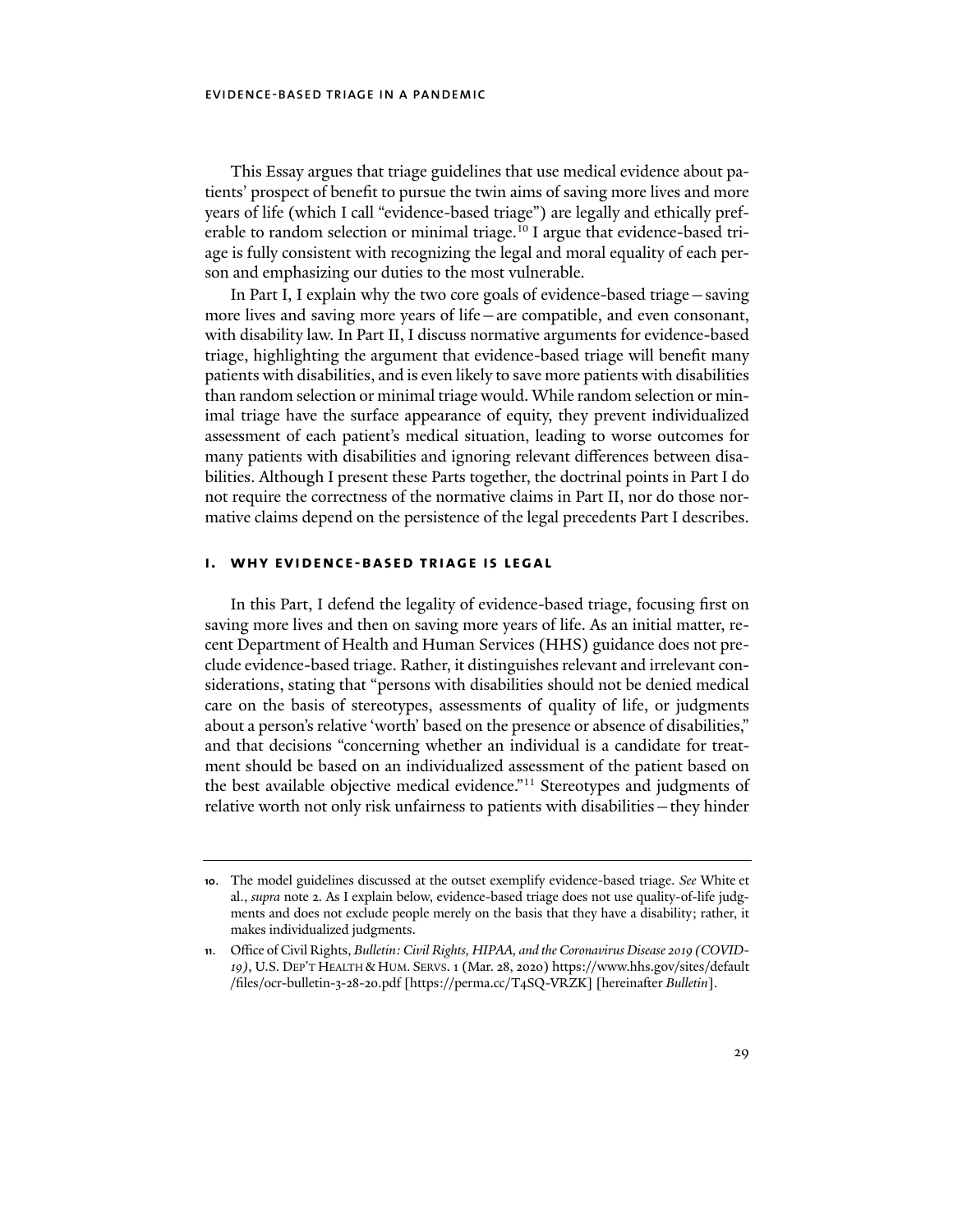This Essay argues that triage guidelines that use medical evidence about patients' prospect of benefit to pursue the twin aims of saving more lives and more years of life (which I call "evidence-based triage") are legally and ethically preferable to random selection or minimal triage.[10] I argue that evidence-based triage is fully consistent with recognizing the legal and moral equality of each person and emphasizing our duties to the most vulnerable.

In Part I, I explain why the two core goals of evidence-based triage—saving more lives and saving more years of life—are compatible, and even consonant, with disability law. In Part II, I discuss normative arguments for evidence-based triage, highlighting the argument that evidence-based triage will benefit many patients with disabilities, and is even likely to save more patients with disabilities than random selection or minimal triage would. While random selection or minimal triage have the surface appearance of equity, they prevent individualized assessment of each patient's medical situation, leading to worse outcomes for many patients with disabilities and ignoring relevant differences between disabilities. Although I present these Parts together, the doctrinal points in Part I do not require the correctness of the normative claims in Part II, nor do those normative claims depend on the persistence of the legal precedents Part I describes.

## I. WHY EVIDENCE-BASED TRIAGE IS LEGAL

In this Part, I defend the legality of evidence-based triage, focusing first on saving more lives and then on saving more years of life. As an initial matter, recent Department of Health and Human Services (HHS) guidance does not preclude evidence-based triage. Rather, it distinguishes relevant and irrelevant considerations, stating that "persons with disabilities should not be denied medical care on the basis of stereotypes, assessments of quality of life, or judgments about a person's relative 'worth' based on the presence or absence of disabilities," and that decisions "concerning whether an individual is a candidate for treatment should be based on an individualized assessment of the patient based on the best available objective medical evidence."[11] Stereotypes and judgments of relative worth not only risk unfairness to patients with disabilities—they hinder

---

10. The model guidelines discussed at the outset exemplify evidence-based triage. *See* White et al., *supra* note 2. As I explain below, evidence-based triage does not use quality-of-life judgments and does not exclude people merely on the basis that they have a disability; rather, it makes individualized judgments.

11. Office of Civil Rights, *Bulletin: Civil Rights, HIPAA, and the Coronavirus Disease 2019 (COVID-19)*, U.S. DEP'T HEALTH & HUM. SERVS. 1 (Mar. 28, 2020) https://www.hhs.gov/sites/default/files/ocr-bulletin-3-28-20.pdf [https://perma.cc/T4SQ-VRZK] [hereinafter *Bulletin*].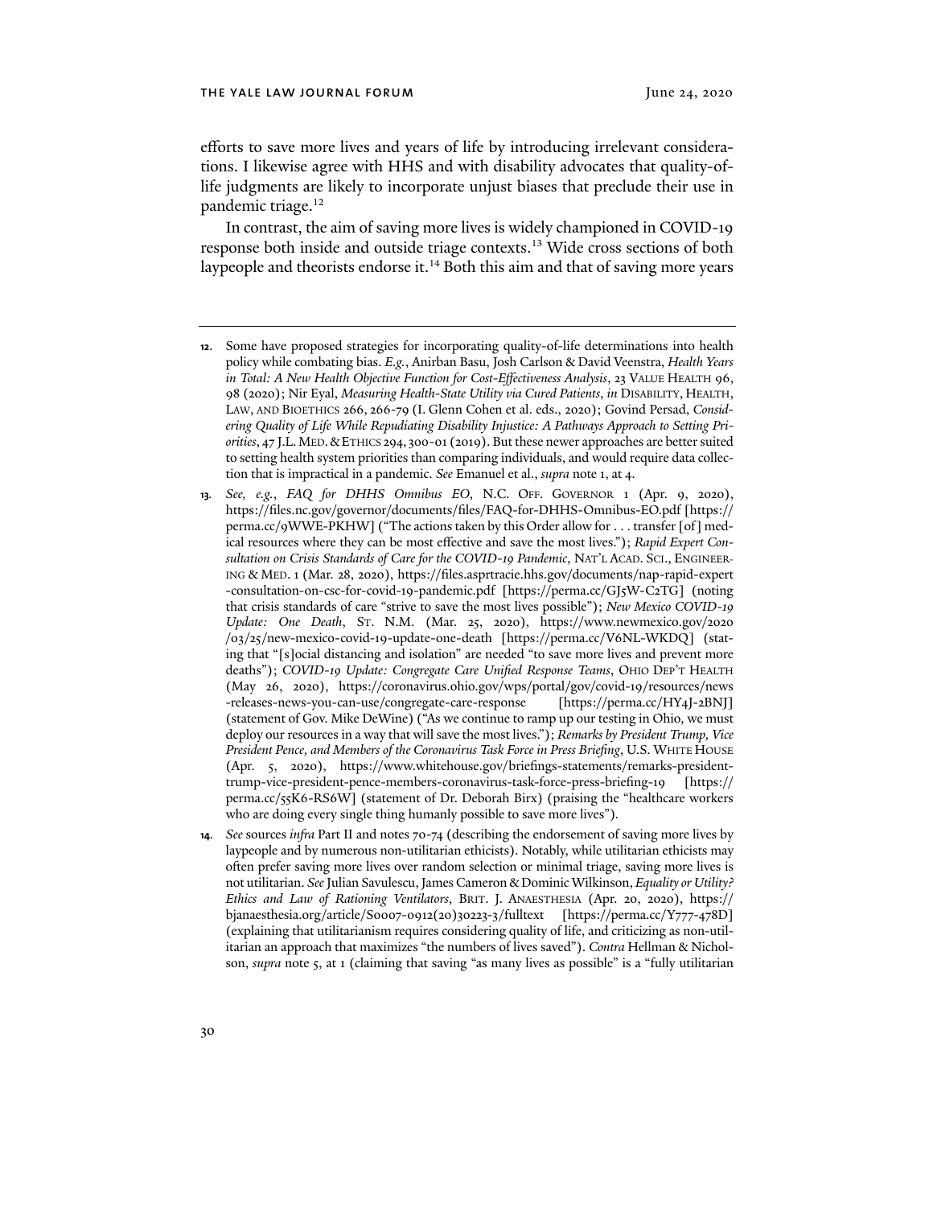efforts to save more lives and years of life by introducing irrelevant considerations. I likewise agree with HHS and with disability advocates that quality-of-life judgments are likely to incorporate unjust biases that preclude their use in pandemic triage.[12]

In contrast, the aim of saving more lives is widely championed in COVID-19 response both inside and outside triage contexts.[13] Wide cross sections of both laypeople and theorists endorse it.[14] Both this aim and that of saving more years

---

**12.** Some have proposed strategies for incorporating quality-of-life determinations into health policy while combating bias. *E.g.*, Anirban Basu, Josh Carlson & David Veenstra, *Health Years in Total: A New Health Objective Function for Cost-Effectiveness Analysis*, 23 VALUE HEALTH 96, 98 (2020); Nir Eyal, *Measuring Health-State Utility via Cured Patients*, *in* DISABILITY, HEALTH, LAW, AND BIOETHICS 266, 266-79 (I. Glenn Cohen et al. eds., 2020); Govind Persad, *Considering Quality of Life While Repudiating Disability Injustice: A Pathways Approach to Setting Priorities*, 47 J.L. MED. & ETHICS 294, 300-01 (2019). But these newer approaches are better suited to setting health system priorities than comparing individuals, and would require data collection that is impractical in a pandemic. *See* Emanuel et al., *supra* note 1, at 4.

**13.** *See, e.g.*, *FAQ for DHHS Omnibus EO*, N.C. OFF. GOVERNOR 1 (Apr. 9, 2020), https://files.nc.gov/governor/documents/files/FAQ-for-DHHS-Omnibus-EO.pdf [https://perma.cc/9WWE-PKHW] ("The actions taken by this Order allow for . . . transfer [of] medical resources where they can be most effective and save the most lives."); *Rapid Expert Consultation on Crisis Standards of Care for the COVID-19 Pandemic*, NAT'L ACAD. SCI., ENGINEERING & MED. 1 (Mar. 28, 2020), https://files.asprtracie.hhs.gov/documents/nap-rapid-expert-consultation-on-csc-for-covid-19-pandemic.pdf [https://perma.cc/GJ5W-C2TG] (noting that crisis standards of care "strive to save the most lives possible"); *New Mexico COVID-19 Update: One Death*, ST. N.M. (Mar. 25, 2020), https://www.newmexico.gov/2020/03/25/new-mexico-covid-19-update-one-death [https://perma.cc/V6NL-WKDQ] (stating that "[s]ocial distancing and isolation" are needed "to save more lives and prevent more deaths"); *COVID-19 Update: Congregate Care Unified Response Teams*, OHIO DEP'T HEALTH (May 26, 2020), https://coronavirus.ohio.gov/wps/portal/gov/covid-19/resources/news-releases-news-you-can-use/congregate-care-response [https://perma.cc/HY4J-2BNJ] (statement of Gov. Mike DeWine) ("As we continue to ramp up our testing in Ohio, we must deploy our resources in a way that will save the most lives."); *Remarks by President Trump, Vice President Pence, and Members of the Coronavirus Task Force in Press Briefing*, U.S. WHITE HOUSE (Apr. 5, 2020), https://www.whitehouse.gov/briefings-statements/remarks-president-trump-vice-president-pence-members-coronavirus-task-force-press-briefing-19 [https://perma.cc/55K6-RS6W] (statement of Dr. Deborah Birx) (praising the "healthcare workers who are doing every single thing humanly possible to save more lives").

**14.** *See* sources *infra* Part II and notes 70-74 (describing the endorsement of saving more lives by laypeople and by numerous non-utilitarian ethicists). Notably, while utilitarian ethicists may often prefer saving more lives over random selection or minimal triage, saving more lives is not utilitarian. *See* Julian Savulescu, James Cameron & Dominic Wilkinson, *Equality or Utility? Ethics and Law of Rationing Ventilators*, BRIT. J. ANAESTHESIA (Apr. 20, 2020), https://bjanaesthesia.org/article/S0007-0912(20)30223-3/fulltext [https://perma.cc/Y777-478D] (explaining that utilitarianism requires considering quality of life, and criticizing as non-utilitarian an approach that maximizes "the numbers of lives saved"). *Contra* Hellman & Nicholson, *supra* note 5, at 1 (claiming that saving "as many lives as possible" is a "fully utilitarian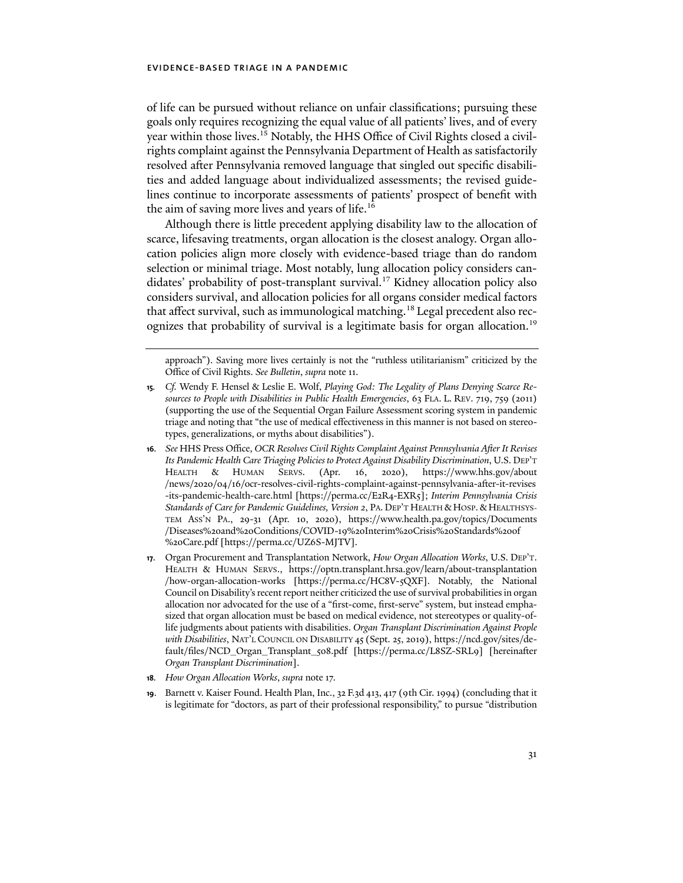of life can be pursued without reliance on unfair classifications; pursuing these goals only requires recognizing the equal value of all patients' lives, and of every year within those lives.[15] Notably, the HHS Office of Civil Rights closed a civil-rights complaint against the Pennsylvania Department of Health as satisfactorily resolved after Pennsylvania removed language that singled out specific disabilities and added language about individualized assessments; the revised guidelines continue to incorporate assessments of patients' prospect of benefit with the aim of saving more lives and years of life.[16]

Although there is little precedent applying disability law to the allocation of scarce, lifesaving treatments, organ allocation is the closest analogy. Organ allocation policies align more closely with evidence-based triage than do random selection or minimal triage. Most notably, lung allocation policy considers candidates' probability of post-transplant survival.[17] Kidney allocation policy also considers survival, and allocation policies for all organs consider medical factors that affect survival, such as immunological matching.[18] Legal precedent also recognizes that probability of survival is a legitimate basis for organ allocation.[19]

---

approach"). Saving more lives certainly is not the "ruthless utilitarianism" criticized by the Office of Civil Rights. *See Bulletin*, *supra* note 11.

**15.** *Cf.* Wendy F. Hensel & Leslie E. Wolf, *Playing God: The Legality of Plans Denying Scarce Resources to People with Disabilities in Public Health Emergencies*, 63 Fla. L. Rev. 719, 759 (2011) (supporting the use of the Sequential Organ Failure Assessment scoring system in pandemic triage and noting that "the use of medical effectiveness in this manner is not based on stereotypes, generalizations, or myths about disabilities").

**16.** *See* HHS Press Office, *OCR Resolves Civil Rights Complaint Against Pennsylvania After It Revises Its Pandemic Health Care Triaging Policies to Protect Against Disability Discrimination*, U.S. Dep't Health & Human Servs. (Apr. 16, 2020), https://www.hhs.gov/about/news/2020/04/16/ocr-resolves-civil-rights-complaint-against-pennsylvania-after-it-revises-its-pandemic-health-care.html [https://perma.cc/E2R4-EXR5]; *Interim Pennsylvania Crisis Standards of Care for Pandemic Guidelines, Version 2*, Pa. Dep't Health & Hosp. & Healthsystem Ass'n Pa., 29-31 (Apr. 10, 2020), https://www.health.pa.gov/topics/Documents/Diseases%20and%20Conditions/COVID-19%20Interim%20Crisis%20Standards%20of%20Care.pdf [https://perma.cc/UZ6S-MJTV].

**17.** Organ Procurement and Transplantation Network, *How Organ Allocation Works*, U.S. Dep't. Health & Human Servs., https://optn.transplant.hrsa.gov/learn/about-transplantation/how-organ-allocation-works [https://perma.cc/HC8V-5QXF]. Notably, the National Council on Disability's recent report neither criticized the use of survival probabilities in organ allocation nor advocated for the use of a "first-come, first-serve" system, but instead emphasized that organ allocation must be based on medical evidence, not stereotypes or quality-of-life judgments about patients with disabilities. *Organ Transplant Discrimination Against People with Disabilities*, Nat'l Council on Disability 45 (Sept. 25, 2019), https://ncd.gov/sites/default/files/NCD_Organ_Transplant_508.pdf [https://perma.cc/L8SZ-SRL9] [hereinafter *Organ Transplant Discrimination*].

**18.** *How Organ Allocation Works*, *supra* note 17.

**19.** Barnett v. Kaiser Found. Health Plan, Inc., 32 F.3d 413, 417 (9th Cir. 1994) (concluding that it is legitimate for "doctors, as part of their professional responsibility," to pursue "distribution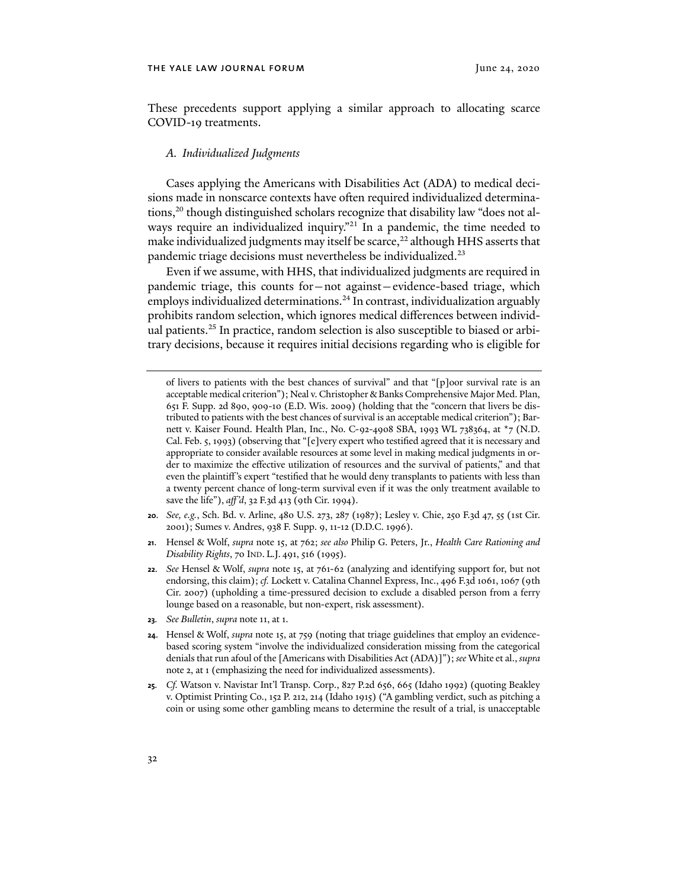These precedents support applying a similar approach to allocating scarce COVID-19 treatments.

### *A. Individualized Judgments*

Cases applying the Americans with Disabilities Act (ADA) to medical decisions made in nonscarce contexts have often required individualized determinations,[20] though distinguished scholars recognize that disability law "does not always require an individualized inquiry."[21] In a pandemic, the time needed to make individualized judgments may itself be scarce,[22] although HHS asserts that pandemic triage decisions must nevertheless be individualized.[23]

Even if we assume, with HHS, that individualized judgments are required in pandemic triage, this counts for—not against—evidence-based triage, which employs individualized determinations.[24] In contrast, individualization arguably prohibits random selection, which ignores medical differences between individual patients.[25] In practice, random selection is also susceptible to biased or arbitrary decisions, because it requires initial decisions regarding who is eligible for

---

of livers to patients with the best chances of survival" and that "[p]oor survival rate is an acceptable medical criterion"); Neal v. Christopher & Banks Comprehensive Major Med. Plan, 651 F. Supp. 2d 890, 909-10 (E.D. Wis. 2009) (holding that the "concern that livers be distributed to patients with the best chances of survival is an acceptable medical criterion"); Barnett v. Kaiser Found. Health Plan, Inc., No. C-92-4908 SBA, 1993 WL 738364, at *7 (N.D. Cal. Feb. 5, 1993) (observing that "[e]very expert who testified agreed that it is necessary and appropriate to consider available resources at some level in making medical judgments in order to maximize the effective utilization of resources and the survival of patients," and that even the plaintiff's expert "testified that he would deny transplants to patients with less than a twenty percent chance of long-term survival even if it was the only treatment available to save the life"), *aff'd*, 32 F.3d 413 (9th Cir. 1994).

20. *See, e.g.*, Sch. Bd. v. Arline, 480 U.S. 273, 287 (1987); Lesley v. Chie, 250 F.3d 47, 55 (1st Cir. 2001); Sumes v. Andres, 938 F. Supp. 9, 11-12 (D.D.C. 1996).

21. Hensel & Wolf, *supra* note 15, at 762; *see also* Philip G. Peters, Jr., *Health Care Rationing and Disability Rights*, 70 IND. L.J. 491, 516 (1995).

22. *See* Hensel & Wolf, *supra* note 15, at 761-62 (analyzing and identifying support for, but not endorsing, this claim); *cf.* Lockett v. Catalina Channel Express, Inc., 496 F.3d 1061, 1067 (9th Cir. 2007) (upholding a time-pressured decision to exclude a disabled person from a ferry lounge based on a reasonable, but non-expert, risk assessment).

23. *See Bulletin*, *supra* note 11, at 1.

24. Hensel & Wolf, *supra* note 15, at 759 (noting that triage guidelines that employ an evidence-based scoring system "involve the individualized consideration missing from the categorical denials that run afoul of the [Americans with Disabilities Act (ADA)]"); *see* White et al., *supra* note 2, at 1 (emphasizing the need for individualized assessments).

25. *Cf.* Watson v. Navistar Int'l Transp. Corp., 827 P.2d 656, 665 (Idaho 1992) (quoting Beakley v. Optimist Printing Co., 152 P. 212, 214 (Idaho 1915) ("A gambling verdict, such as pitching a coin or using some other gambling means to determine the result of a trial, is unacceptable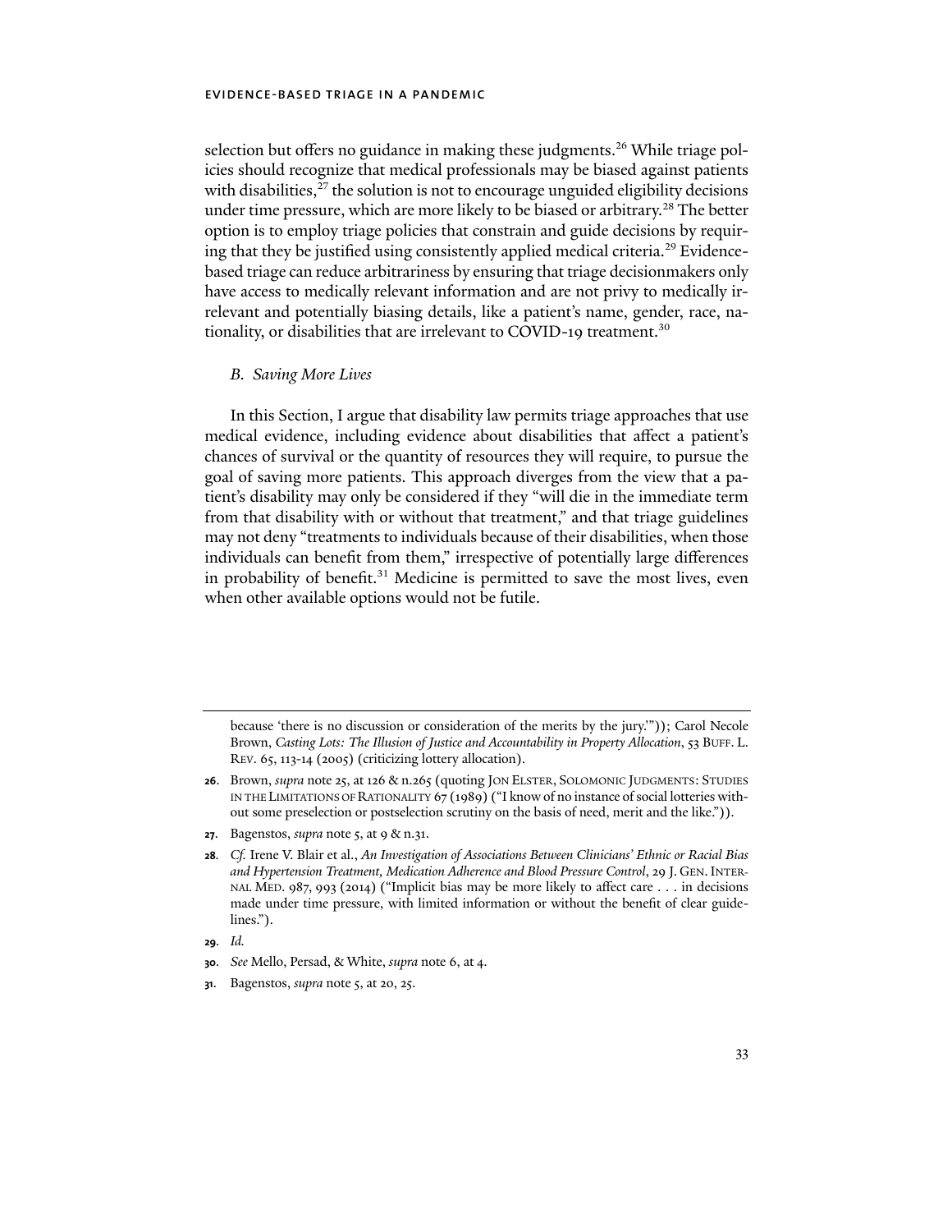selection but offers no guidance in making these judgments.[26] While triage policies should recognize that medical professionals may be biased against patients with disabilities,[27] the solution is not to encourage unguided eligibility decisions under time pressure, which are more likely to be biased or arbitrary.[28] The better option is to employ triage policies that constrain and guide decisions by requiring that they be justified using consistently applied medical criteria.[29] Evidence-based triage can reduce arbitrariness by ensuring that triage decisionmakers only have access to medically relevant information and are not privy to medically irrelevant and potentially biasing details, like a patient's name, gender, race, nationality, or disabilities that are irrelevant to COVID-19 treatment.[30]

### *B. Saving More Lives*

In this Section, I argue that disability law permits triage approaches that use medical evidence, including evidence about disabilities that affect a patient's chances of survival or the quantity of resources they will require, to pursue the goal of saving more patients. This approach diverges from the view that a patient's disability may only be considered if they "will die in the immediate term from that disability with or without that treatment," and that triage guidelines may not deny "treatments to individuals because of their disabilities, when those individuals can benefit from them," irrespective of potentially large differences in probability of benefit.[31] Medicine is permitted to save the most lives, even when other available options would not be futile.

---

because 'there is no discussion or consideration of the merits by the jury.'")); Carol Necole Brown, *Casting Lots: The Illusion of Justice and Accountability in Property Allocation*, 53 BUFF. L. REV. 65, 113-14 (2005) (criticizing lottery allocation).

**26**. Brown, *supra* note 25, at 126 & n.265 (quoting JON ELSTER, SOLOMONIC JUDGMENTS: STUDIES IN THE LIMITATIONS OF RATIONALITY 67 (1989) ("I know of no instance of social lotteries without some preselection or postselection scrutiny on the basis of need, merit and the like.")).

**27**. Bagenstos, *supra* note 5, at 9 & n.31.

**28**. *Cf.* Irene V. Blair et al., *An Investigation of Associations Between Clinicians' Ethnic or Racial Bias and Hypertension Treatment, Medication Adherence and Blood Pressure Control*, 29 J. GEN. INTERNAL MED. 987, 993 (2014) ("Implicit bias may be more likely to affect care . . . in decisions made under time pressure, with limited information or without the benefit of clear guidelines.").

**29**. *Id.*

**30**. *See* Mello, Persad, & White, *supra* note 6, at 4.

**31**. Bagenstos, *supra* note 5, at 20, 25.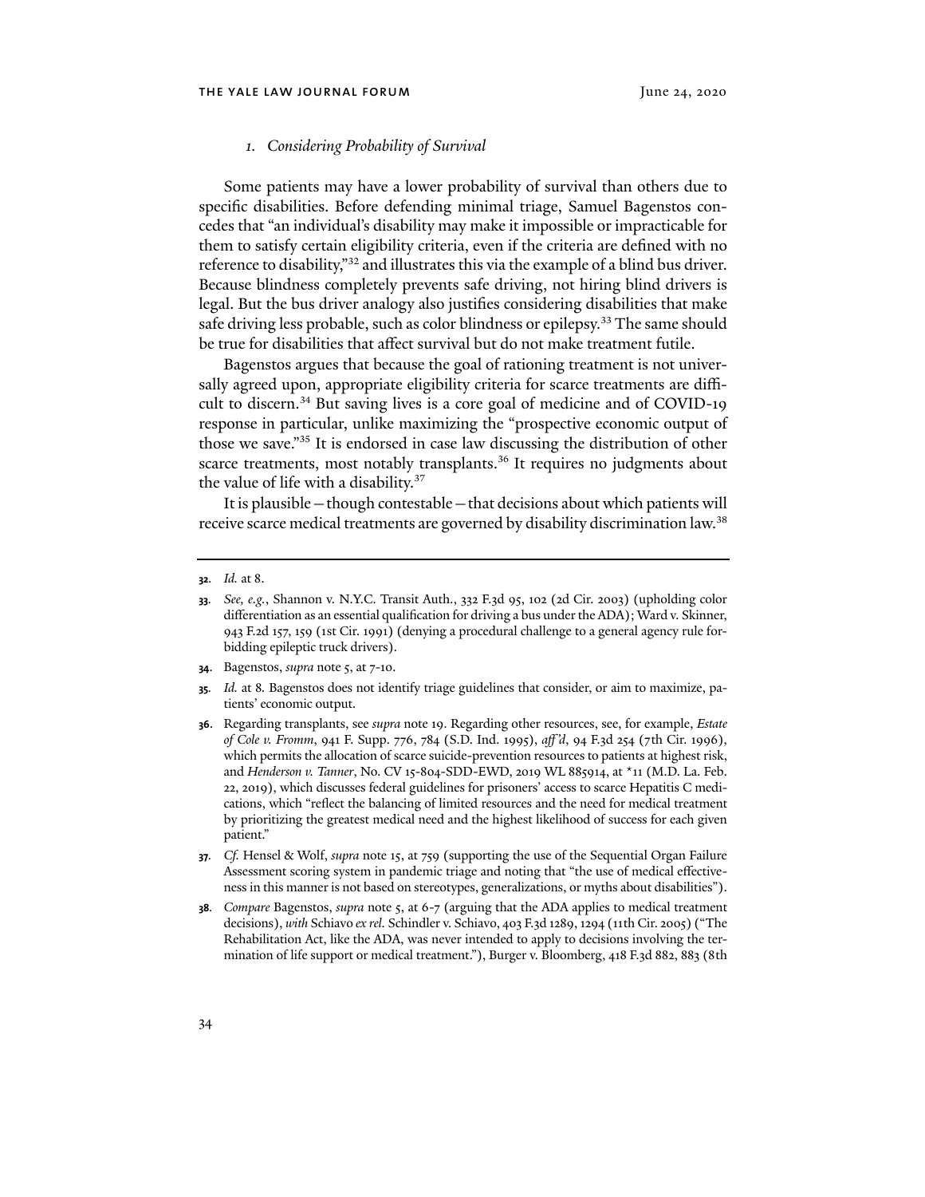### 1. *Considering Probability of Survival*

Some patients may have a lower probability of survival than others due to specific disabilities. Before defending minimal triage, Samuel Bagenstos concedes that "an individual's disability may make it impossible or impracticable for them to satisfy certain eligibility criteria, even if the criteria are defined with no reference to disability,"[32] and illustrates this via the example of a blind bus driver. Because blindness completely prevents safe driving, not hiring blind drivers is legal. But the bus driver analogy also justifies considering disabilities that make safe driving less probable, such as color blindness or epilepsy.[33] The same should be true for disabilities that affect survival but do not make treatment futile.

Bagenstos argues that because the goal of rationing treatment is not universally agreed upon, appropriate eligibility criteria for scarce treatments are difficult to discern.[34] But saving lives is a core goal of medicine and of COVID-19 response in particular, unlike maximizing the "prospective economic output of those we save."[35] It is endorsed in case law discussing the distribution of other scarce treatments, most notably transplants.[36] It requires no judgments about the value of life with a disability.[37]

It is plausible—though contestable—that decisions about which patients will receive scarce medical treatments are governed by disability discrimination law.[38]

---

**32.** *Id.* at 8.

**33.** *See, e.g.*, Shannon v. N.Y.C. Transit Auth., 332 F.3d 95, 102 (2d Cir. 2003) (upholding color differentiation as an essential qualification for driving a bus under the ADA); Ward v. Skinner, 943 F.2d 157, 159 (1st Cir. 1991) (denying a procedural challenge to a general agency rule forbidding epileptic truck drivers).

**34.** Bagenstos, *supra* note 5, at 7-10.

**35.** *Id.* at 8. Bagenstos does not identify triage guidelines that consider, or aim to maximize, patients' economic output.

**36.** Regarding transplants, see *supra* note 19. Regarding other resources, see, for example, *Estate of Cole v. Fromm*, 941 F. Supp. 776, 784 (S.D. Ind. 1995), *aff'd*, 94 F.3d 254 (7th Cir. 1996), which permits the allocation of scarce suicide-prevention resources to patients at highest risk, and *Henderson v. Tanner*, No. CV 15-804-SDD-EWD, 2019 WL 885914, at *11 (M.D. La. Feb. 22, 2019), which discusses federal guidelines for prisoners' access to scarce Hepatitis C medications, which "reflect the balancing of limited resources and the need for medical treatment by prioritizing the greatest medical need and the highest likelihood of success for each given patient."

**37.** *Cf.* Hensel & Wolf, *supra* note 15, at 759 (supporting the use of the Sequential Organ Failure Assessment scoring system in pandemic triage and noting that "the use of medical effectiveness in this manner is not based on stereotypes, generalizations, or myths about disabilities").

**38.** *Compare* Bagenstos, *supra* note 5, at 6-7 (arguing that the ADA applies to medical treatment decisions), *with* Schiavo *ex rel.* Schindler v. Schiavo, 403 F.3d 1289, 1294 (11th Cir. 2005) ("The Rehabilitation Act, like the ADA, was never intended to apply to decisions involving the termination of life support or medical treatment."), Burger v. Bloomberg, 418 F.3d 882, 883 (8th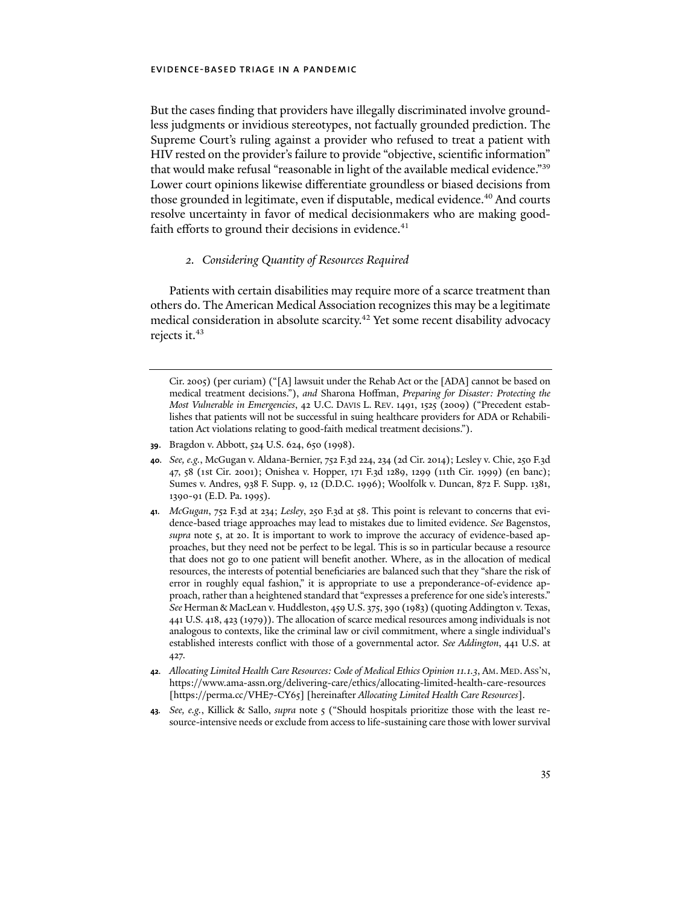But the cases finding that providers have illegally discriminated involve groundless judgments or invidious stereotypes, not factually grounded prediction. The Supreme Court's ruling against a provider who refused to treat a patient with HIV rested on the provider's failure to provide "objective, scientific information" that would make refusal "reasonable in light of the available medical evidence."[39] Lower court opinions likewise differentiate groundless or biased decisions from those grounded in legitimate, even if disputable, medical evidence.[40] And courts resolve uncertainty in favor of medical decisionmakers who are making good-faith efforts to ground their decisions in evidence.[41]

### 2. *Considering Quantity of Resources Required*

Patients with certain disabilities may require more of a scarce treatment than others do. The American Medical Association recognizes this may be a legitimate medical consideration in absolute scarcity.[42] Yet some recent disability advocacy rejects it.[43]

---

Cir. 2005) (per curiam) ("[A] lawsuit under the Rehab Act or the [ADA] cannot be based on medical treatment decisions."), *and* Sharona Hoffman, *Preparing for Disaster: Protecting the Most Vulnerable in Emergencies*, 42 U.C. DAVIS L. REV. 1491, 1525 (2009) ("Precedent establishes that patients will not be successful in suing healthcare providers for ADA or Rehabilitation Act violations relating to good-faith medical treatment decisions.").

39. Bragdon v. Abbott, 524 U.S. 624, 650 (1998).

40. *See, e.g.*, McGugan v. Aldana-Bernier, 752 F.3d 224, 234 (2d Cir. 2014); Lesley v. Chie, 250 F.3d 47, 58 (1st Cir. 2001); Onishea v. Hopper, 171 F.3d 1289, 1299 (11th Cir. 1999) (en banc); Sumes v. Andres, 938 F. Supp. 9, 12 (D.D.C. 1996); Woolfolk v. Duncan, 872 F. Supp. 1381, 1390-91 (E.D. Pa. 1995).

41. *McGugan*, 752 F.3d at 234; *Lesley*, 250 F.3d at 58. This point is relevant to concerns that evidence-based triage approaches may lead to mistakes due to limited evidence. *See* Bagenstos, *supra* note 5, at 20. It is important to work to improve the accuracy of evidence-based approaches, but they need not be perfect to be legal. This is so in particular because a resource that does not go to one patient will benefit another. Where, as in the allocation of medical resources, the interests of potential beneficiaries are balanced such that they "share the risk of error in roughly equal fashion," it is appropriate to use a preponderance-of-evidence approach, rather than a heightened standard that "expresses a preference for one side's interests." *See* Herman & MacLean v. Huddleston, 459 U.S. 375, 390 (1983) (quoting Addington v. Texas, 441 U.S. 418, 423 (1979)). The allocation of scarce medical resources among individuals is not analogous to contexts, like the criminal law or civil commitment, where a single individual's established interests conflict with those of a governmental actor. *See Addington*, 441 U.S. at 427.

42. *Allocating Limited Health Care Resources: Code of Medical Ethics Opinion 11.1.3*, AM. MED. ASS'N, https://www.ama-assn.org/delivering-care/ethics/allocating-limited-health-care-resources [https://perma.cc/VHE7-CY65] [hereinafter *Allocating Limited Health Care Resources*].

43. *See, e.g.*, Killick & Sallo, *supra* note 5 ("Should hospitals prioritize those with the least resource-intensive needs or exclude from access to life-sustaining care those with lower survival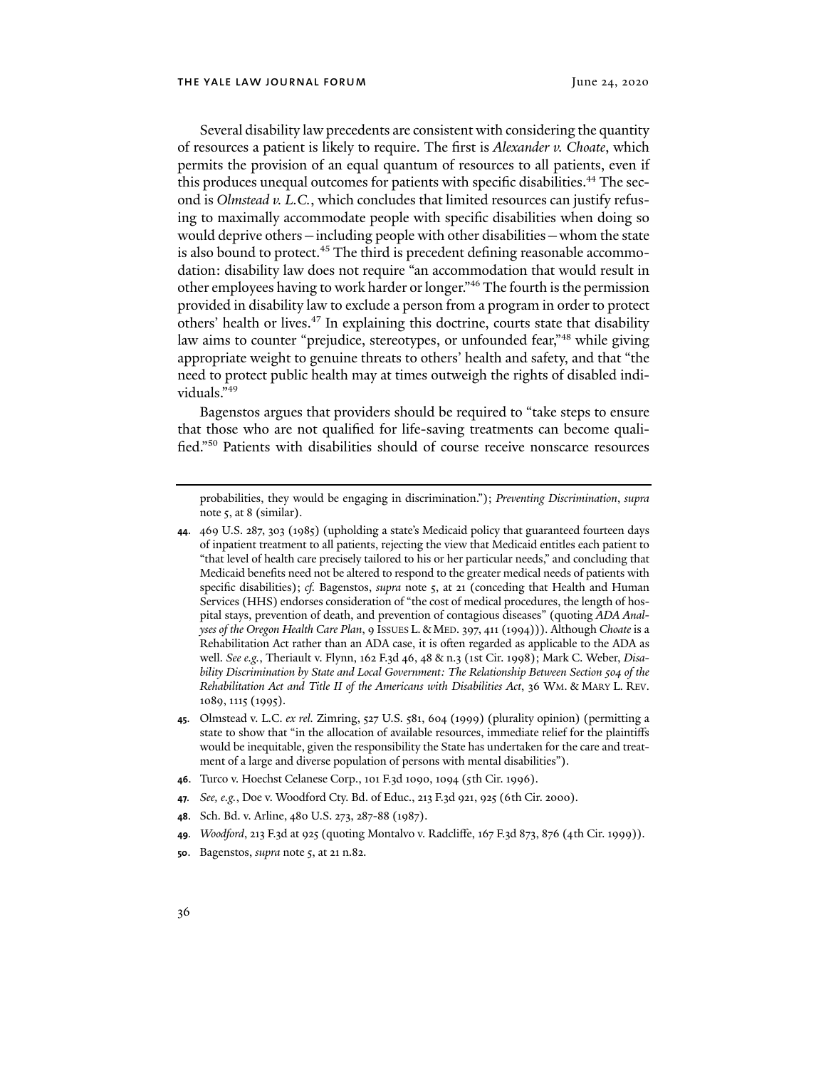Several disability law precedents are consistent with considering the quantity of resources a patient is likely to require. The first is *Alexander v. Choate*, which permits the provision of an equal quantum of resources to all patients, even if this produces unequal outcomes for patients with specific disabilities.[44] The second is *Olmstead v. L.C.*, which concludes that limited resources can justify refusing to maximally accommodate people with specific disabilities when doing so would deprive others—including people with other disabilities—whom the state is also bound to protect.[45] The third is precedent defining reasonable accommodation: disability law does not require "an accommodation that would result in other employees having to work harder or longer."[46] The fourth is the permission provided in disability law to exclude a person from a program in order to protect others' health or lives.[47] In explaining this doctrine, courts state that disability law aims to counter "prejudice, stereotypes, or unfounded fear,"[48] while giving appropriate weight to genuine threats to others' health and safety, and that "the need to protect public health may at times outweigh the rights of disabled individuals."[49]

Bagenstos argues that providers should be required to "take steps to ensure that those who are not qualified for life-saving treatments can become qualified."[50] Patients with disabilities should of course receive nonscarce resources

---

probabilities, they would be engaging in discrimination."); *Preventing Discrimination*, *supra* note 5, at 8 (similar).

**44.** 469 U.S. 287, 303 (1985) (upholding a state's Medicaid policy that guaranteed fourteen days of inpatient treatment to all patients, rejecting the view that Medicaid entitles each patient to "that level of health care precisely tailored to his or her particular needs," and concluding that Medicaid benefits need not be altered to respond to the greater medical needs of patients with specific disabilities); *cf.* Bagenstos, *supra* note 5, at 21 (conceding that Health and Human Services (HHS) endorses consideration of "the cost of medical procedures, the length of hospital stays, prevention of death, and prevention of contagious diseases" (quoting *ADA Analyses of the Oregon Health Care Plan*, 9 ISSUES L. & MED. 397, 411 (1994))). Although *Choate* is a Rehabilitation Act rather than an ADA case, it is often regarded as applicable to the ADA as well. *See e.g.*, Theriault v. Flynn, 162 F.3d 46, 48 & n.3 (1st Cir. 1998); Mark C. Weber, *Disability Discrimination by State and Local Government: The Relationship Between Section 504 of the Rehabilitation Act and Title II of the Americans with Disabilities Act*, 36 WM. & MARY L. REV. 1089, 1115 (1995).

**45.** Olmstead v. L.C. *ex rel.* Zimring, 527 U.S. 581, 604 (1999) (plurality opinion) (permitting a state to show that "in the allocation of available resources, immediate relief for the plaintiffs would be inequitable, given the responsibility the State has undertaken for the care and treatment of a large and diverse population of persons with mental disabilities").

**46.** Turco v. Hoechst Celanese Corp., 101 F.3d 1090, 1094 (5th Cir. 1996).

**47.** *See, e.g.*, Doe v. Woodford Cty. Bd. of Educ., 213 F.3d 921, 925 (6th Cir. 2000).

**48.** Sch. Bd. v. Arline, 480 U.S. 273, 287-88 (1987).

**49.** *Woodford*, 213 F.3d at 925 (quoting Montalvo v. Radcliffe, 167 F.3d 873, 876 (4th Cir. 1999)).

**50.** Bagenstos, *supra* note 5, at 21 n.82.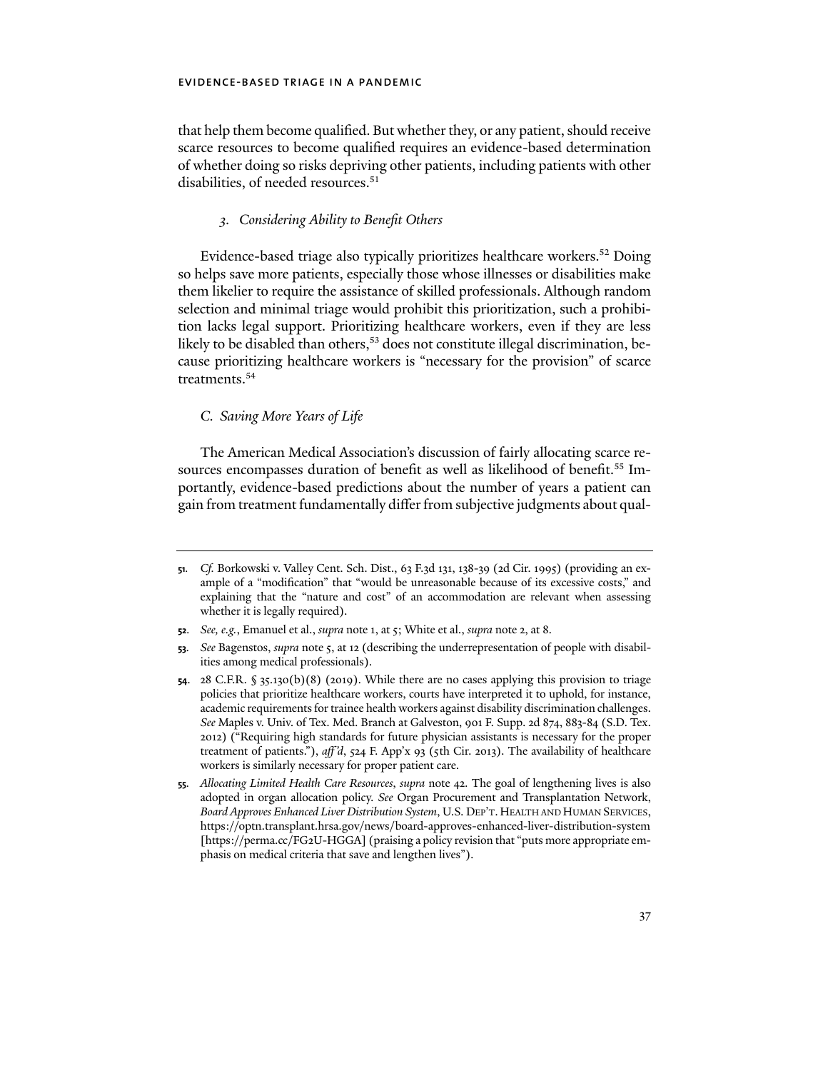that help them become qualified. But whether they, or any patient, should receive scarce resources to become qualified requires an evidence-based determination of whether doing so risks depriving other patients, including patients with other disabilities, of needed resources.[51]

#### *3. Considering Ability to Benefit Others*

Evidence-based triage also typically prioritizes healthcare workers.[52] Doing so helps save more patients, especially those whose illnesses or disabilities make them likelier to require the assistance of skilled professionals. Although random selection and minimal triage would prohibit this prioritization, such a prohibition lacks legal support. Prioritizing healthcare workers, even if they are less likely to be disabled than others,[53] does not constitute illegal discrimination, because prioritizing healthcare workers is "necessary for the provision" of scarce treatments.[54]

### *C. Saving More Years of Life*

The American Medical Association's discussion of fairly allocating scarce resources encompasses duration of benefit as well as likelihood of benefit.[55] Importantly, evidence-based predictions about the number of years a patient can gain from treatment fundamentally differ from subjective judgments about qual-

---

**51.** *Cf.* Borkowski v. Valley Cent. Sch. Dist., 63 F.3d 131, 138-39 (2d Cir. 1995) (providing an example of a "modification" that "would be unreasonable because of its excessive costs," and explaining that the "nature and cost" of an accommodation are relevant when assessing whether it is legally required).

**52.** *See, e.g.*, Emanuel et al., *supra* note 1, at 5; White et al., *supra* note 2, at 8.

**53.** *See* Bagenstos, *supra* note 5, at 12 (describing the underrepresentation of people with disabilities among medical professionals).

**54.** 28 C.F.R. § 35.130(b)(8) (2019). While there are no cases applying this provision to triage policies that prioritize healthcare workers, courts have interpreted it to uphold, for instance, academic requirements for trainee health workers against disability discrimination challenges. *See* Maples v. Univ. of Tex. Med. Branch at Galveston, 901 F. Supp. 2d 874, 883-84 (S.D. Tex. 2012) ("Requiring high standards for future physician assistants is necessary for the proper treatment of patients."), *aff'd*, 524 F. App'x 93 (5th Cir. 2013). The availability of healthcare workers is similarly necessary for proper patient care.

**55.** *Allocating Limited Health Care Resources*, *supra* note 42. The goal of lengthening lives is also adopted in organ allocation policy. *See* Organ Procurement and Transplantation Network, *Board Approves Enhanced Liver Distribution System*, U.S. DEP'T. HEALTH AND HUMAN SERVICES, https://optn.transplant.hrsa.gov/news/board-approves-enhanced-liver-distribution-system [https://perma.cc/FG2U-HGGA] (praising a policy revision that "puts more appropriate emphasis on medical criteria that save and lengthen lives").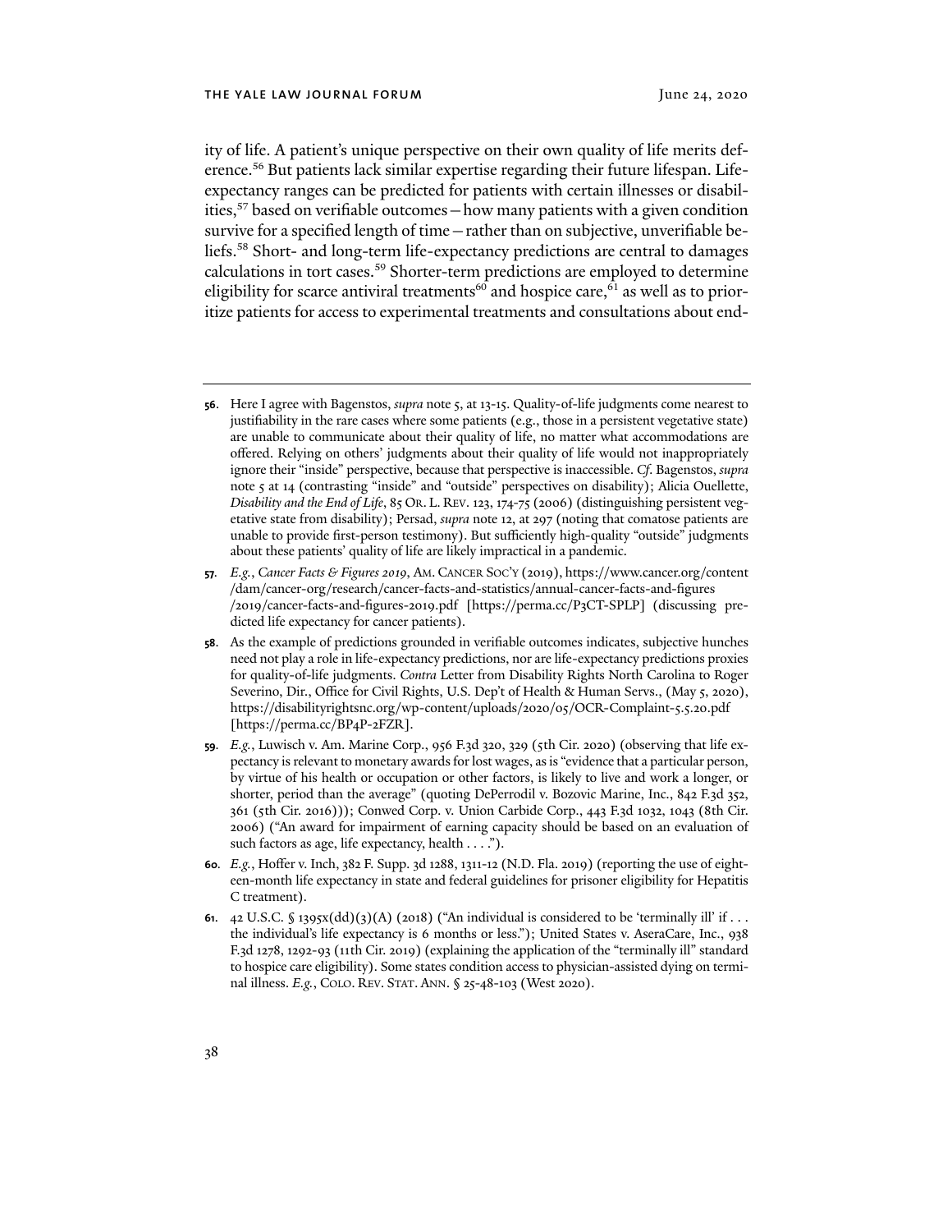ity of life. A patient's unique perspective on their own quality of life merits deference.[56] But patients lack similar expertise regarding their future lifespan. Life-expectancy ranges can be predicted for patients with certain illnesses or disabilities,[57] based on verifiable outcomes—how many patients with a given condition survive for a specified length of time—rather than on subjective, unverifiable beliefs.[58] Short- and long-term life-expectancy predictions are central to damages calculations in tort cases.[59] Shorter-term predictions are employed to determine eligibility for scarce antiviral treatments[60] and hospice care,[61] as well as to prioritize patients for access to experimental treatments and consultations about end-

---

**56.** Here I agree with Bagenstos, *supra* note 5, at 13-15. Quality-of-life judgments come nearest to justifiability in the rare cases where some patients (e.g., those in a persistent vegetative state) are unable to communicate about their quality of life, no matter what accommodations are offered. Relying on others' judgments about their quality of life would not inappropriately ignore their "inside" perspective, because that perspective is inaccessible. *Cf.* Bagenstos, *supra* note 5 at 14 (contrasting "inside" and "outside" perspectives on disability); Alicia Ouellette, *Disability and the End of Life*, 85 OR. L. REV. 123, 174-75 (2006) (distinguishing persistent vegetative state from disability); Persad, *supra* note 12, at 297 (noting that comatose patients are unable to provide first-person testimony). But sufficiently high-quality "outside" judgments about these patients' quality of life are likely impractical in a pandemic.

**57.** *E.g.*, *Cancer Facts & Figures 2019*, AM. CANCER SOC'Y (2019), https://www.cancer.org/content/dam/cancer-org/research/cancer-facts-and-statistics/annual-cancer-facts-and-figures/2019/cancer-facts-and-figures-2019.pdf [https://perma.cc/P3CT-SPLP] (discussing predicted life expectancy for cancer patients).

**58.** As the example of predictions grounded in verifiable outcomes indicates, subjective hunches need not play a role in life-expectancy predictions, nor are life-expectancy predictions proxies for quality-of-life judgments. *Contra* Letter from Disability Rights North Carolina to Roger Severino, Dir., Office for Civil Rights, U.S. Dep't of Health & Human Servs., (May 5, 2020), https://disabilityrightsnc.org/wp-content/uploads/2020/05/OCR-Complaint-5.5.20.pdf [https://perma.cc/BP4P-2FZR].

**59.** *E.g.*, Luwisch v. Am. Marine Corp., 956 F.3d 320, 329 (5th Cir. 2020) (observing that life expectancy is relevant to monetary awards for lost wages, as is "evidence that a particular person, by virtue of his health or occupation or other factors, is likely to live and work a longer, or shorter, period than the average" (quoting DePerrodil v. Bozovic Marine, Inc., 842 F.3d 352, 361 (5th Cir. 2016))); Conwed Corp. v. Union Carbide Corp., 443 F.3d 1032, 1043 (8th Cir. 2006) ("An award for impairment of earning capacity should be based on an evaluation of such factors as age, life expectancy, health . . . .").

**60.** *E.g.*, Hoffer v. Inch, 382 F. Supp. 3d 1288, 1311-12 (N.D. Fla. 2019) (reporting the use of eighteen-month life expectancy in state and federal guidelines for prisoner eligibility for Hepatitis C treatment).

**61.** 42 U.S.C. § 1395x(dd)(3)(A) (2018) ("An individual is considered to be 'terminally ill' if . . . the individual's life expectancy is 6 months or less."); United States v. AseraCare, Inc., 938 F.3d 1278, 1292-93 (11th Cir. 2019) (explaining the application of the "terminally ill" standard to hospice care eligibility). Some states condition access to physician-assisted dying on terminal illness. *E.g.*, COLO. REV. STAT. ANN. § 25-48-103 (West 2020).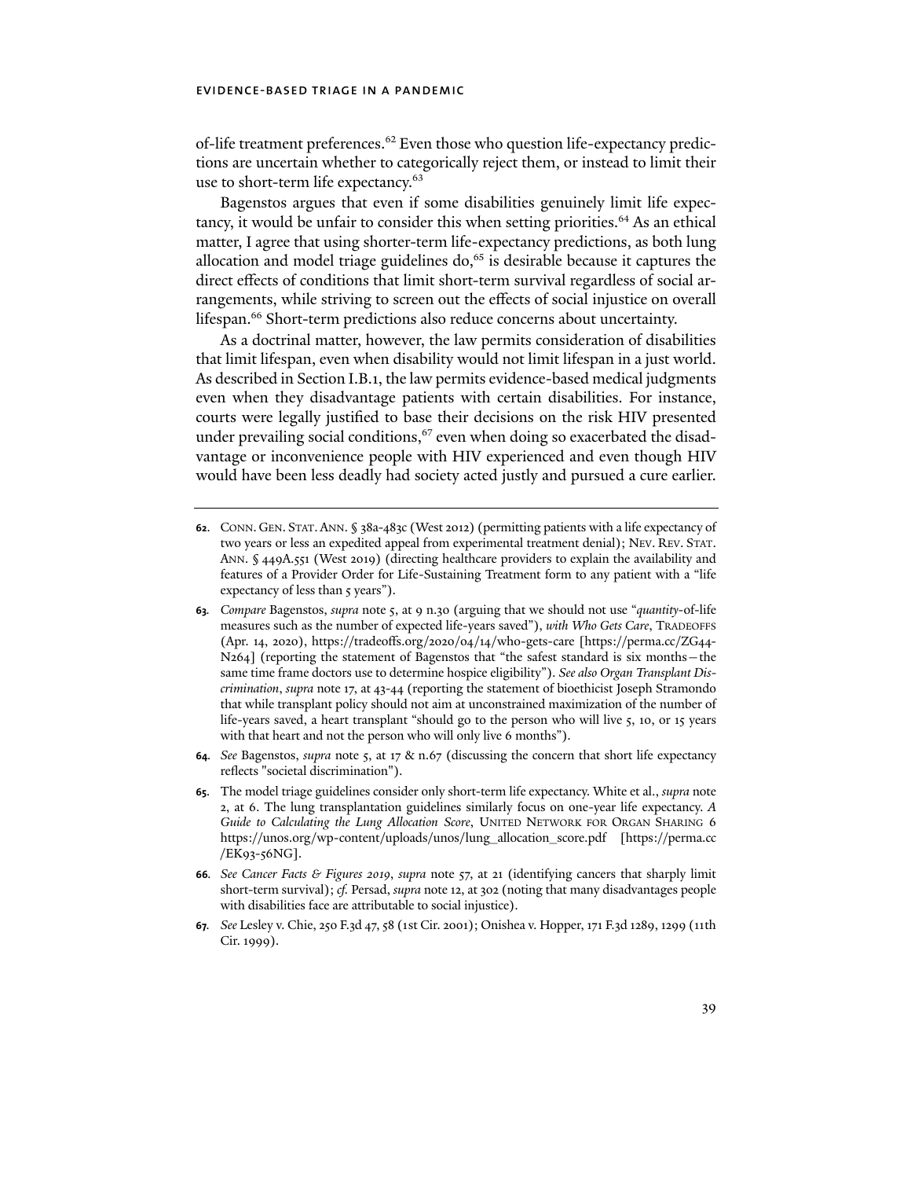of-life treatment preferences.[62] Even those who question life-expectancy predictions are uncertain whether to categorically reject them, or instead to limit their use to short-term life expectancy.[63]

Bagenstos argues that even if some disabilities genuinely limit life expectancy, it would be unfair to consider this when setting priorities.[64] As an ethical matter, I agree that using shorter-term life-expectancy predictions, as both lung allocation and model triage guidelines do,[65] is desirable because it captures the direct effects of conditions that limit short-term survival regardless of social arrangements, while striving to screen out the effects of social injustice on overall lifespan.[66] Short-term predictions also reduce concerns about uncertainty.

As a doctrinal matter, however, the law permits consideration of disabilities that limit lifespan, even when disability would not limit lifespan in a just world. As described in Section I.B.1, the law permits evidence-based medical judgments even when they disadvantage patients with certain disabilities. For instance, courts were legally justified to base their decisions on the risk HIV presented under prevailing social conditions,[67] even when doing so exacerbated the disadvantage or inconvenience people with HIV experienced and even though HIV would have been less deadly had society acted justly and pursued a cure earlier.

---

**62.** CONN. GEN. STAT. ANN. § 38a-483c (West 2012) (permitting patients with a life expectancy of two years or less an expedited appeal from experimental treatment denial); NEV. REV. STAT. ANN. § 449A.551 (West 2019) (directing healthcare providers to explain the availability and features of a Provider Order for Life-Sustaining Treatment form to any patient with a "life expectancy of less than 5 years").

**63.** *Compare* Bagenstos, *supra* note 5, at 9 n.30 (arguing that we should not use "*quantity*-of-life measures such as the number of expected life-years saved"), *with Who Gets Care*, TRADEOFFS (Apr. 14, 2020), https://tradeoffs.org/2020/04/14/who-gets-care [https://perma.cc/ZG44-N264] (reporting the statement of Bagenstos that "the safest standard is six months—the same time frame doctors use to determine hospice eligibility"). *See also Organ Transplant Discrimination*, *supra* note 17, at 43-44 (reporting the statement of bioethicist Joseph Stramondo that while transplant policy should not aim at unconstrained maximization of the number of life-years saved, a heart transplant "should go to the person who will live 5, 10, or 15 years with that heart and not the person who will only live 6 months").

**64.** *See* Bagenstos, *supra* note 5, at 17 & n.67 (discussing the concern that short life expectancy reflects "societal discrimination").

**65.** The model triage guidelines consider only short-term life expectancy. White et al., *supra* note 2, at 6. The lung transplantation guidelines similarly focus on one-year life expectancy. *A Guide to Calculating the Lung Allocation Score*, UNITED NETWORK FOR ORGAN SHARING 6 https://unos.org/wp-content/uploads/unos/lung_allocation_score.pdf [https://perma.cc/EK93-56NG].

**66.** *See Cancer Facts & Figures 2019*, *supra* note 57, at 21 (identifying cancers that sharply limit short-term survival); *cf.* Persad, *supra* note 12, at 302 (noting that many disadvantages people with disabilities face are attributable to social injustice).

**67.** *See* Lesley v. Chie, 250 F.3d 47, 58 (1st Cir. 2001); Onishea v. Hopper, 171 F.3d 1289, 1299 (11th Cir. 1999).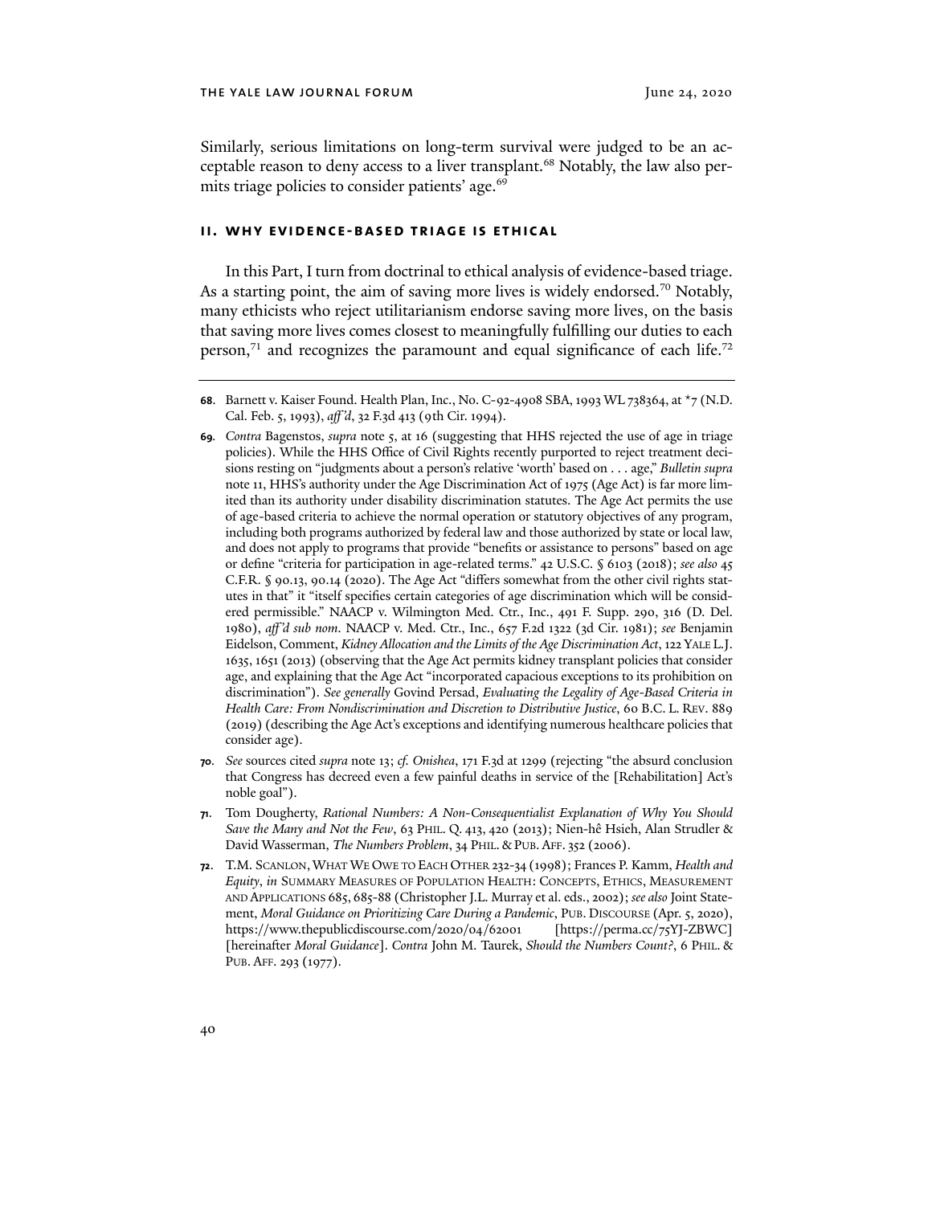Similarly, serious limitations on long-term survival were judged to be an acceptable reason to deny access to a liver transplant.[68] Notably, the law also permits triage policies to consider patients' age.[69]

## II. WHY EVIDENCE-BASED TRIAGE IS ETHICAL

In this Part, I turn from doctrinal to ethical analysis of evidence-based triage. As a starting point, the aim of saving more lives is widely endorsed.[70] Notably, many ethicists who reject utilitarianism endorse saving more lives, on the basis that saving more lives comes closest to meaningfully fulfilling our duties to each person,[71] and recognizes the paramount and equal significance of each life.[72]

---

**68**. Barnett v. Kaiser Found. Health Plan, Inc., No. C-92-4908 SBA, 1993 WL 738364, at *7 (N.D. Cal. Feb. 5, 1993), *aff'd*, 32 F.3d 413 (9th Cir. 1994).

**69**. *Contra* Bagenstos, *supra* note 5, at 16 (suggesting that HHS rejected the use of age in triage policies). While the HHS Office of Civil Rights recently purported to reject treatment decisions resting on "judgments about a person's relative 'worth' based on . . . age," *Bulletin supra* note 11, HHS's authority under the Age Discrimination Act of 1975 (Age Act) is far more limited than its authority under disability discrimination statutes. The Age Act permits the use of age-based criteria to achieve the normal operation or statutory objectives of any program, including both programs authorized by federal law and those authorized by state or local law, and does not apply to programs that provide "benefits or assistance to persons" based on age or define "criteria for participation in age-related terms." 42 U.S.C. § 6103 (2018); *see also* 45 C.F.R. § 90.13, 90.14 (2020). The Age Act "differs somewhat from the other civil rights statutes in that" it "itself specifies certain categories of age discrimination which will be considered permissible." NAACP v. Wilmington Med. Ctr., Inc., 491 F. Supp. 290, 316 (D. Del. 1980), *aff'd sub nom.* NAACP v. Med. Ctr., Inc., 657 F.2d 1322 (3d Cir. 1981); *see* Benjamin Eidelson, Comment, *Kidney Allocation and the Limits of the Age Discrimination Act*, 122 YALE L.J. 1635, 1651 (2013) (observing that the Age Act permits kidney transplant policies that consider age, and explaining that the Age Act "incorporated capacious exceptions to its prohibition on discrimination"). *See generally* Govind Persad, *Evaluating the Legality of Age-Based Criteria in Health Care: From Nondiscrimination and Discretion to Distributive Justice*, 60 B.C. L. REV. 889 (2019) (describing the Age Act's exceptions and identifying numerous healthcare policies that consider age).

**70**. *See* sources cited *supra* note 13; *cf. Onishea*, 171 F.3d at 1299 (rejecting "the absurd conclusion that Congress has decreed even a few painful deaths in service of the [Rehabilitation] Act's noble goal").

**71**. Tom Dougherty, *Rational Numbers: A Non-Consequentialist Explanation of Why You Should Save the Many and Not the Few*, 63 PHIL. Q. 413, 420 (2013); Nien-hê Hsieh, Alan Strudler & David Wasserman, *The Numbers Problem*, 34 PHIL. & PUB. AFF. 352 (2006).

**72**. T.M. SCANLON, WHAT WE OWE TO EACH OTHER 232-34 (1998); Frances P. Kamm, *Health and Equity*, *in* SUMMARY MEASURES OF POPULATION HEALTH: CONCEPTS, ETHICS, MEASUREMENT AND APPLICATIONS 685, 685-88 (Christopher J.L. Murray et al. eds., 2002); *see also* Joint Statement, *Moral Guidance on Prioritizing Care During a Pandemic*, PUB. DISCOURSE (Apr. 5, 2020), https://www.thepublicdiscourse.com/2020/04/62001 [https://perma.cc/75YJ-ZBWC] [hereinafter *Moral Guidance*]. *Contra* John M. Taurek, *Should the Numbers Count?*, 6 PHIL. & PUB. AFF. 293 (1977).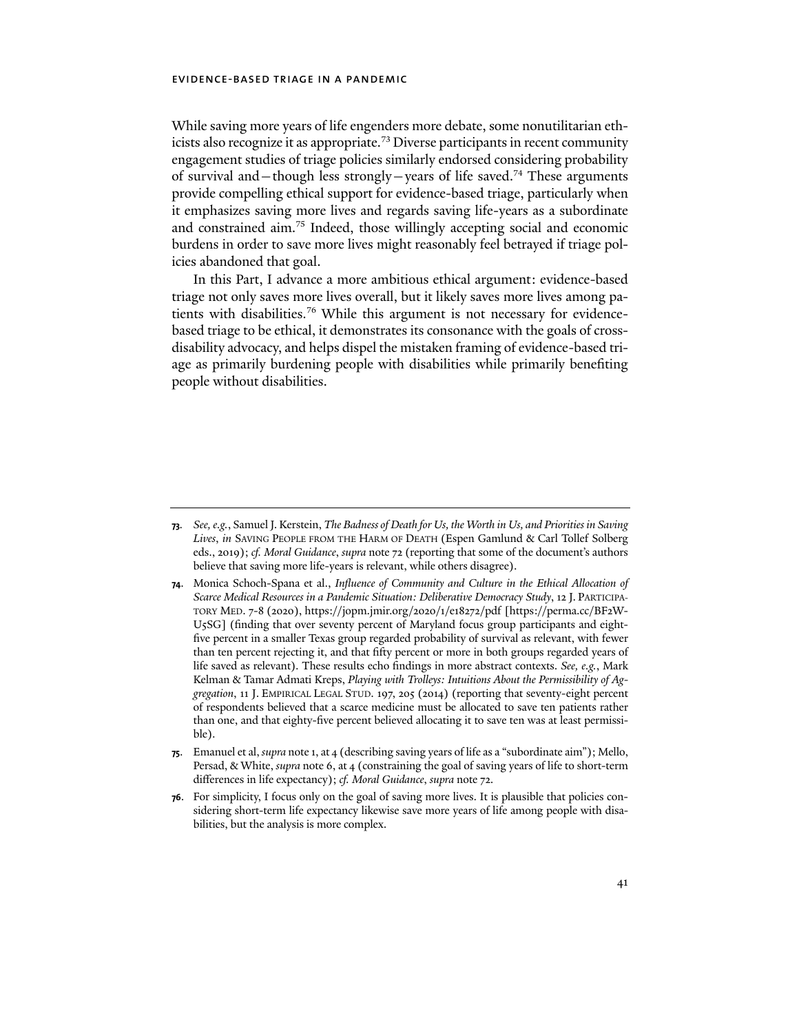While saving more years of life engenders more debate, some nonutilitarian ethicists also recognize it as appropriate.[73] Diverse participants in recent community engagement studies of triage policies similarly endorsed considering probability of survival and—though less strongly—years of life saved.[74] These arguments provide compelling ethical support for evidence-based triage, particularly when it emphasizes saving more lives and regards saving life-years as a subordinate and constrained aim.[75] Indeed, those willingly accepting social and economic burdens in order to save more lives might reasonably feel betrayed if triage policies abandoned that goal.

In this Part, I advance a more ambitious ethical argument: evidence-based triage not only saves more lives overall, but it likely saves more lives among patients with disabilities.[76] While this argument is not necessary for evidence-based triage to be ethical, it demonstrates its consonance with the goals of cross-disability advocacy, and helps dispel the mistaken framing of evidence-based triage as primarily burdening people with disabilities while primarily benefiting people without disabilities.

---

**73.** *See, e.g.*, Samuel J. Kerstein, *The Badness of Death for Us, the Worth in Us, and Priorities in Saving Lives*, *in* SAVING PEOPLE FROM THE HARM OF DEATH (Espen Gamlund & Carl Tollef Solberg eds., 2019); *cf. Moral Guidance*, *supra* note 72 (reporting that some of the document's authors believe that saving more life-years is relevant, while others disagree).

**74.** Monica Schoch-Spana et al., *Influence of Community and Culture in the Ethical Allocation of Scarce Medical Resources in a Pandemic Situation: Deliberative Democracy Study*, 12 J. PARTICIPATORY MED. 7-8 (2020), https://jopm.jmir.org/2020/1/e18272/pdf [https://perma.cc/BF2W-U5SG] (finding that over seventy percent of Maryland focus group participants and eighty-five percent in a smaller Texas group regarded probability of survival as relevant, with fewer than ten percent rejecting it, and that fifty percent or more in both groups regarded years of life saved as relevant). These results echo findings in more abstract contexts. *See, e.g.*, Mark Kelman & Tamar Admati Kreps, *Playing with Trolleys: Intuitions About the Permissibility of Aggregation*, 11 J. EMPIRICAL LEGAL STUD. 197, 205 (2014) (reporting that seventy-eight percent of respondents believed that a scarce medicine must be allocated to save ten patients rather than one, and that eighty-five percent believed allocating it to save ten was at least permissible).

**75.** Emanuel et al, *supra* note 1, at 4 (describing saving years of life as a "subordinate aim"); Mello, Persad, & White, *supra* note 6, at 4 (constraining the goal of saving years of life to short-term differences in life expectancy); *cf. Moral Guidance*, *supra* note 72.

**76.** For simplicity, I focus only on the goal of saving more lives. It is plausible that policies considering short-term life expectancy likewise save more years of life among people with disabilities, but the analysis is more complex.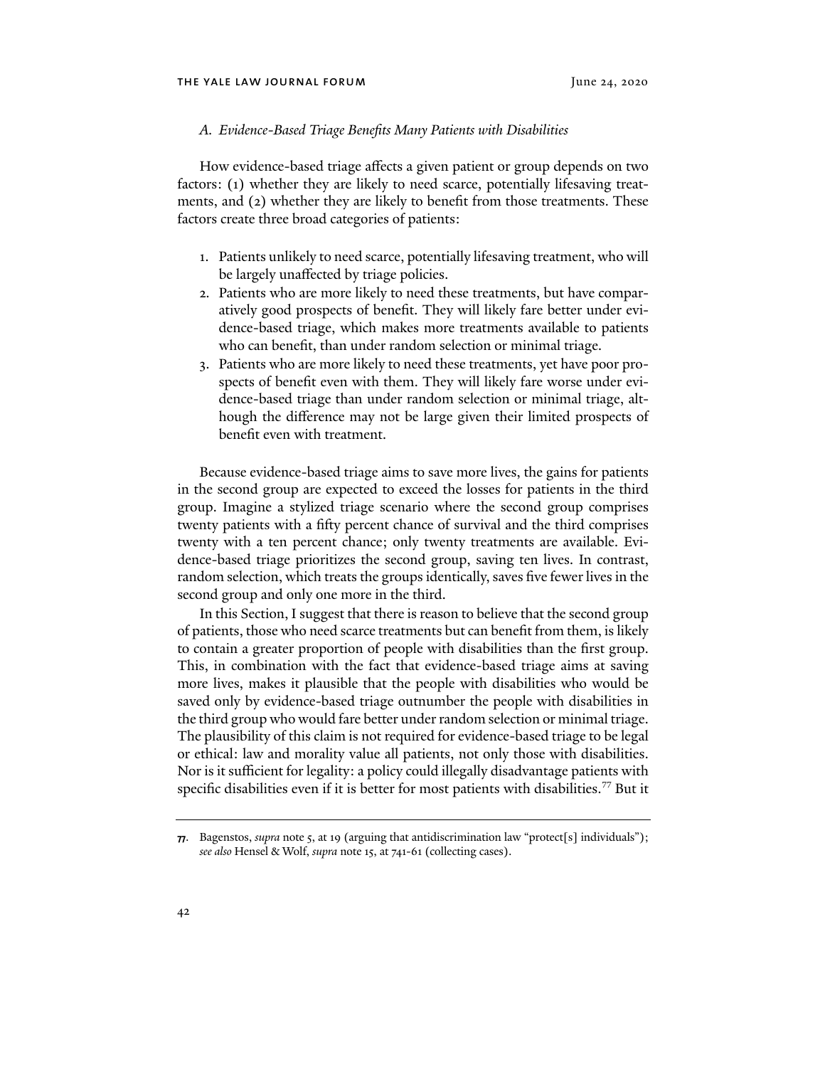### *A. Evidence-Based Triage Benefits Many Patients with Disabilities*

How evidence-based triage affects a given patient or group depends on two factors: (1) whether they are likely to need scarce, potentially lifesaving treatments, and (2) whether they are likely to benefit from those treatments. These factors create three broad categories of patients:

1. Patients unlikely to need scarce, potentially lifesaving treatment, who will be largely unaffected by triage policies.
2. Patients who are more likely to need these treatments, but have comparatively good prospects of benefit. They will likely fare better under evidence-based triage, which makes more treatments available to patients who can benefit, than under random selection or minimal triage.
3. Patients who are more likely to need these treatments, yet have poor prospects of benefit even with them. They will likely fare worse under evidence-based triage than under random selection or minimal triage, although the difference may not be large given their limited prospects of benefit even with treatment.

Because evidence-based triage aims to save more lives, the gains for patients in the second group are expected to exceed the losses for patients in the third group. Imagine a stylized triage scenario where the second group comprises twenty patients with a fifty percent chance of survival and the third comprises twenty with a ten percent chance; only twenty treatments are available. Evidence-based triage prioritizes the second group, saving ten lives. In contrast, random selection, which treats the groups identically, saves five fewer lives in the second group and only one more in the third.

In this Section, I suggest that there is reason to believe that the second group of patients, those who need scarce treatments but can benefit from them, is likely to contain a greater proportion of people with disabilities than the first group. This, in combination with the fact that evidence-based triage aims at saving more lives, makes it plausible that the people with disabilities who would be saved only by evidence-based triage outnumber the people with disabilities in the third group who would fare better under random selection or minimal triage. The plausibility of this claim is not required for evidence-based triage to be legal or ethical: law and morality value all patients, not only those with disabilities. Nor is it sufficient for legality: a policy could illegally disadvantage patients with specific disabilities even if it is better for most patients with disabilities.[77] But it

---

77. Bagenstos, *supra* note 5, at 19 (arguing that antidiscrimination law "protect[s] individuals"); *see also* Hensel & Wolf, *supra* note 15, at 741-61 (collecting cases).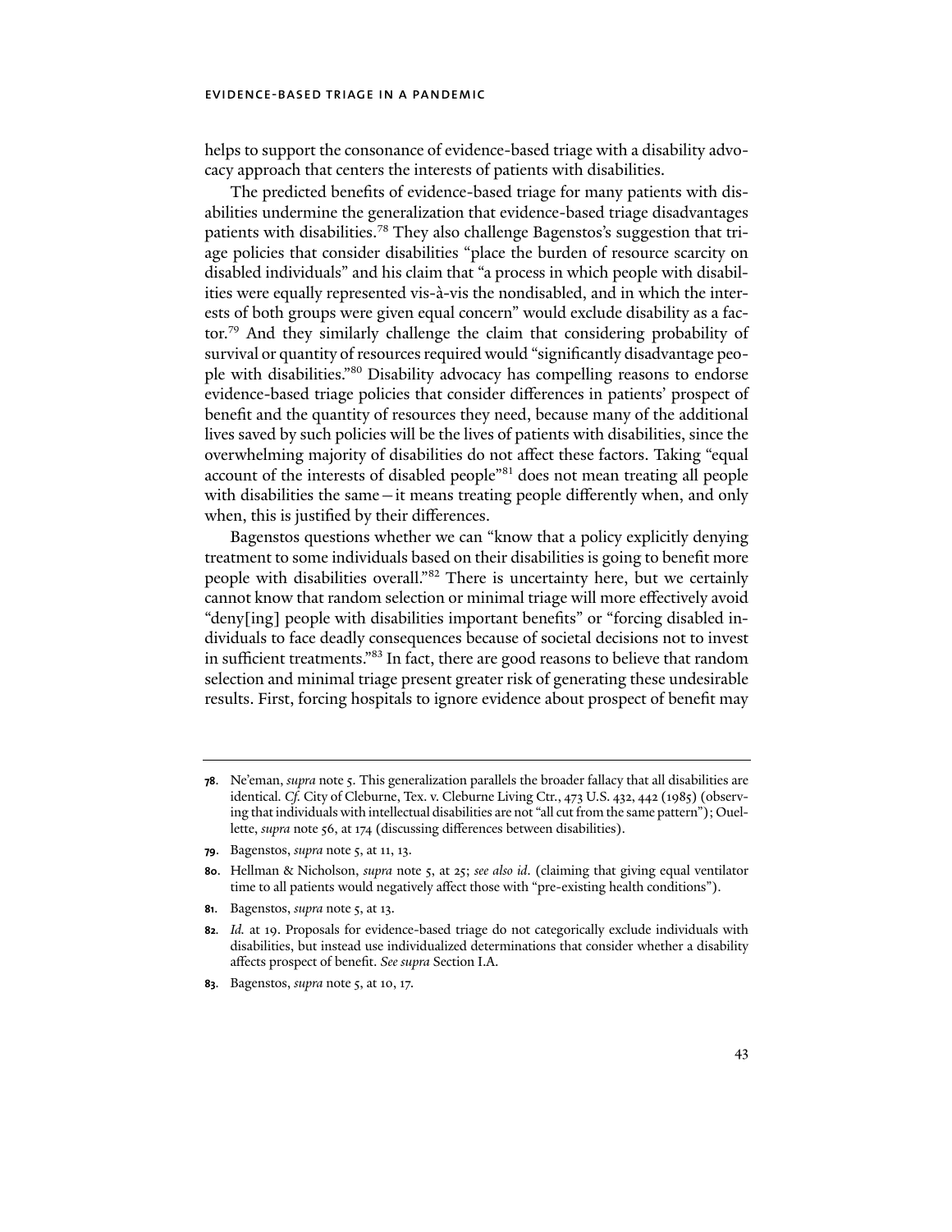helps to support the consonance of evidence-based triage with a disability advocacy approach that centers the interests of patients with disabilities.

The predicted benefits of evidence-based triage for many patients with disabilities undermine the generalization that evidence-based triage disadvantages patients with disabilities.[78] They also challenge Bagenstos's suggestion that triage policies that consider disabilities "place the burden of resource scarcity on disabled individuals" and his claim that "a process in which people with disabilities were equally represented vis-à-vis the nondisabled, and in which the interests of both groups were given equal concern" would exclude disability as a factor.[79] And they similarly challenge the claim that considering probability of survival or quantity of resources required would "significantly disadvantage people with disabilities."[80] Disability advocacy has compelling reasons to endorse evidence-based triage policies that consider differences in patients' prospect of benefit and the quantity of resources they need, because many of the additional lives saved by such policies will be the lives of patients with disabilities, since the overwhelming majority of disabilities do not affect these factors. Taking "equal account of the interests of disabled people"[81] does not mean treating all people with disabilities the same—it means treating people differently when, and only when, this is justified by their differences.

Bagenstos questions whether we can "know that a policy explicitly denying treatment to some individuals based on their disabilities is going to benefit more people with disabilities overall."[82] There is uncertainty here, but we certainly cannot know that random selection or minimal triage will more effectively avoid "deny[ing] people with disabilities important benefits" or "forcing disabled individuals to face deadly consequences because of societal decisions not to invest in sufficient treatments."[83] In fact, there are good reasons to believe that random selection and minimal triage present greater risk of generating these undesirable results. First, forcing hospitals to ignore evidence about prospect of benefit may

---

**78.** Ne'eman, *supra* note 5. This generalization parallels the broader fallacy that all disabilities are identical. *Cf.* City of Cleburne, Tex. v. Cleburne Living Ctr., 473 U.S. 432, 442 (1985) (observing that individuals with intellectual disabilities are not "all cut from the same pattern"); Ouellette, *supra* note 56, at 174 (discussing differences between disabilities).

**79.** Bagenstos, *supra* note 5, at 11, 13.

**80.** Hellman & Nicholson, *supra* note 5, at 25; *see also id.* (claiming that giving equal ventilator time to all patients would negatively affect those with "pre-existing health conditions").

**81.** Bagenstos, *supra* note 5, at 13.

**82.** *Id.* at 19. Proposals for evidence-based triage do not categorically exclude individuals with disabilities, but instead use individualized determinations that consider whether a disability affects prospect of benefit. *See supra* Section I.A.

**83.** Bagenstos, *supra* note 5, at 10, 17.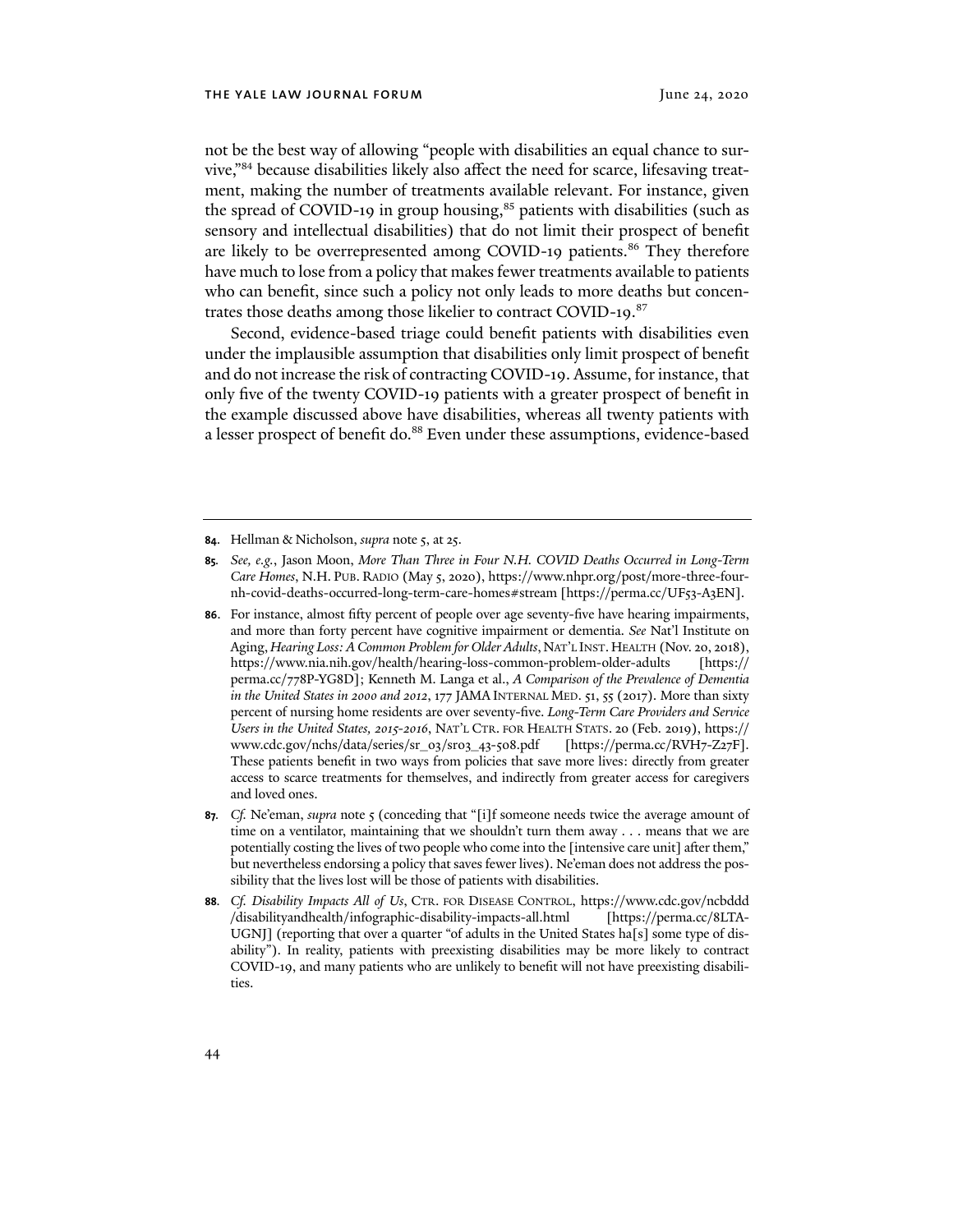not be the best way of allowing "people with disabilities an equal chance to survive,"[84] because disabilities likely also affect the need for scarce, lifesaving treatment, making the number of treatments available relevant. For instance, given the spread of COVID-19 in group housing,[85] patients with disabilities (such as sensory and intellectual disabilities) that do not limit their prospect of benefit are likely to be overrepresented among COVID-19 patients.[86] They therefore have much to lose from a policy that makes fewer treatments available to patients who can benefit, since such a policy not only leads to more deaths but concentrates those deaths among those likelier to contract COVID-19.[87]

Second, evidence-based triage could benefit patients with disabilities even under the implausible assumption that disabilities only limit prospect of benefit and do not increase the risk of contracting COVID-19. Assume, for instance, that only five of the twenty COVID-19 patients with a greater prospect of benefit in the example discussed above have disabilities, whereas all twenty patients with a lesser prospect of benefit do.[88] Even under these assumptions, evidence-based

---

**84.** Hellman & Nicholson, *supra* note 5, at 25.

**85.** *See, e.g.*, Jason Moon, *More Than Three in Four N.H. COVID Deaths Occurred in Long-Term Care Homes*, N.H. PUB. RADIO (May 5, 2020), https://www.nhpr.org/post/more-three-four-nh-covid-deaths-occurred-long-term-care-homes#stream [https://perma.cc/UF53-A3EN].

**86.** For instance, almost fifty percent of people over age seventy-five have hearing impairments, and more than forty percent have cognitive impairment or dementia. *See* Nat'l Institute on Aging, *Hearing Loss: A Common Problem for Older Adults*, NAT'L INST. HEALTH (Nov. 20, 2018), https://www.nia.nih.gov/health/hearing-loss-common-problem-older-adults [https://perma.cc/778P-YG8D]; Kenneth M. Langa et al., *A Comparison of the Prevalence of Dementia in the United States in 2000 and 2012*, 177 JAMA INTERNAL MED. 51, 55 (2017). More than sixty percent of nursing home residents are over seventy-five. *Long-Term Care Providers and Service Users in the United States, 2015-2016*, NAT'L CTR. FOR HEALTH STATS. 20 (Feb. 2019), https://www.cdc.gov/nchs/data/series/sr_03/sr03_43-508.pdf [https://perma.cc/RVH7-Z27F]. These patients benefit in two ways from policies that save more lives: directly from greater access to scarce treatments for themselves, and indirectly from greater access for caregivers and loved ones.

**87.** *Cf.* Ne'eman, *supra* note 5 (conceding that "[i]f someone needs twice the average amount of time on a ventilator, maintaining that we shouldn't turn them away . . . means that we are potentially costing the lives of two people who come into the [intensive care unit] after them," but nevertheless endorsing a policy that saves fewer lives). Ne'eman does not address the possibility that the lives lost will be those of patients with disabilities.

**88.** *Cf. Disability Impacts All of Us*, CTR. FOR DISEASE CONTROL, https://www.cdc.gov/ncbddd/disabilityandhealth/infographic-disability-impacts-all.html [https://perma.cc/8LTA-UGNJ] (reporting that over a quarter "of adults in the United States ha[s] some type of disability"). In reality, patients with preexisting disabilities may be more likely to contract COVID-19, and many patients who are unlikely to benefit will not have preexisting disabilities.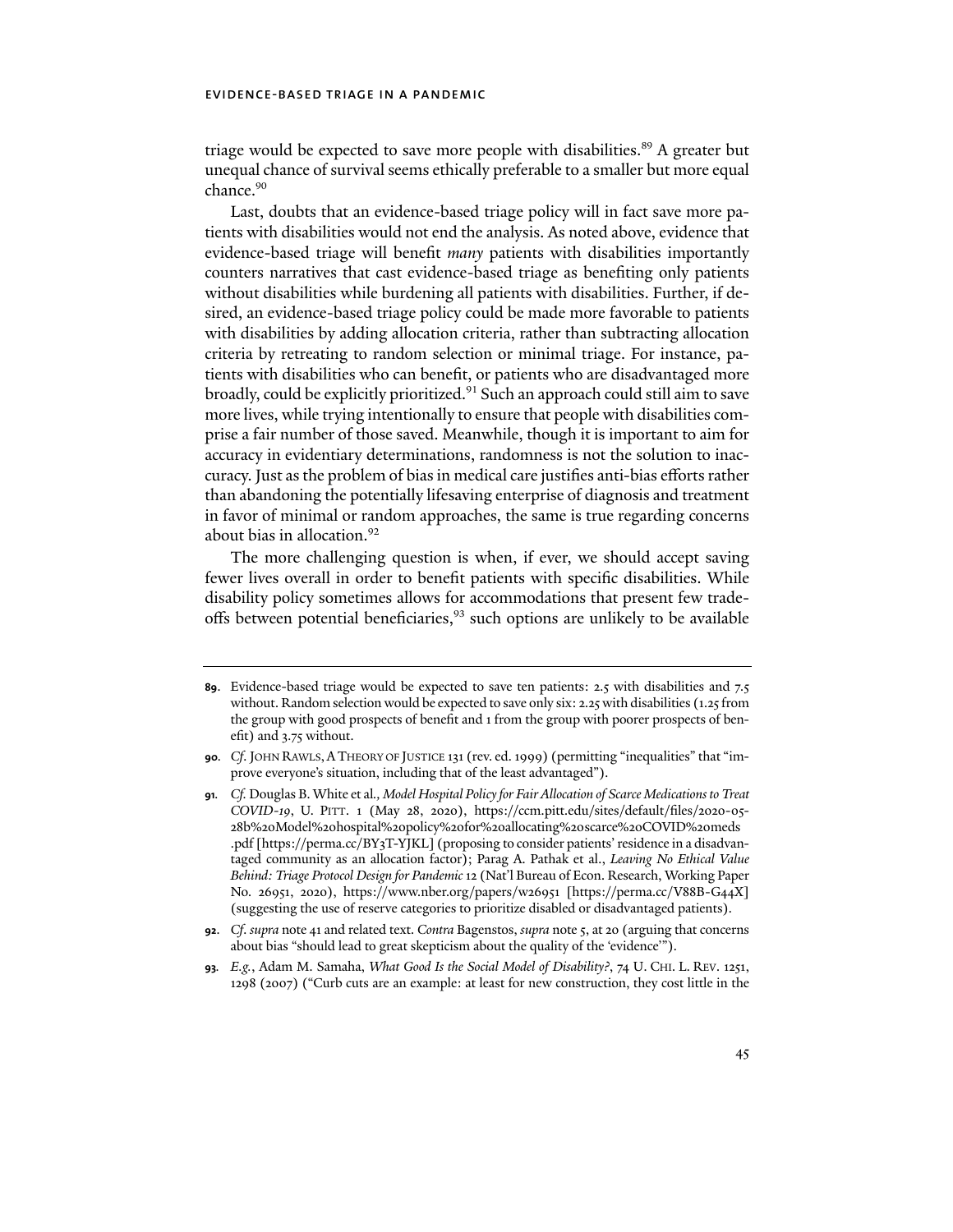triage would be expected to save more people with disabilities.[89] A greater but unequal chance of survival seems ethically preferable to a smaller but more equal chance.[90]

Last, doubts that an evidence-based triage policy will in fact save more patients with disabilities would not end the analysis. As noted above, evidence that evidence-based triage will benefit *many* patients with disabilities importantly counters narratives that cast evidence-based triage as benefiting only patients without disabilities while burdening all patients with disabilities. Further, if desired, an evidence-based triage policy could be made more favorable to patients with disabilities by adding allocation criteria, rather than subtracting allocation criteria by retreating to random selection or minimal triage. For instance, patients with disabilities who can benefit, or patients who are disadvantaged more broadly, could be explicitly prioritized.[91] Such an approach could still aim to save more lives, while trying intentionally to ensure that people with disabilities comprise a fair number of those saved. Meanwhile, though it is important to aim for accuracy in evidentiary determinations, randomness is not the solution to inaccuracy. Just as the problem of bias in medical care justifies anti-bias efforts rather than abandoning the potentially lifesaving enterprise of diagnosis and treatment in favor of minimal or random approaches, the same is true regarding concerns about bias in allocation.[92]

The more challenging question is when, if ever, we should accept saving fewer lives overall in order to benefit patients with specific disabilities. While disability policy sometimes allows for accommodations that present few tradeoffs between potential beneficiaries,[93] such options are unlikely to be available

---

89. Evidence-based triage would be expected to save ten patients: 2.5 with disabilities and 7.5 without. Random selection would be expected to save only six: 2.25 with disabilities (1.25 from the group with good prospects of benefit and 1 from the group with poorer prospects of benefit) and 3.75 without.

90. *Cf.* JOHN RAWLS, A THEORY OF JUSTICE 131 (rev. ed. 1999) (permitting "inequalities" that "improve everyone's situation, including that of the least advantaged").

91. *Cf.* Douglas B. White et al., *Model Hospital Policy for Fair Allocation of Scarce Medications to Treat COVID-19*, U. PITT. 1 (May 28, 2020), https://ccm.pitt.edu/sites/default/files/2020-05-28b%20Model%20hospital%20policy%20for%20allocating%20scarce%20COVID%20meds.pdf [https://perma.cc/BY3T-YJKL] (proposing to consider patients' residence in a disadvantaged community as an allocation factor); Parag A. Pathak et al., *Leaving No Ethical Value Behind: Triage Protocol Design for Pandemic* 12 (Nat'l Bureau of Econ. Research, Working Paper No. 26951, 2020), https://www.nber.org/papers/w26951 [https://perma.cc/V88B-G44X] (suggesting the use of reserve categories to prioritize disabled or disadvantaged patients).

92. *Cf. supra* note 41 and related text. *Contra* Bagenstos, *supra* note 5, at 20 (arguing that concerns about bias "should lead to great skepticism about the quality of the 'evidence'").

93. *E.g.*, Adam M. Samaha, *What Good Is the Social Model of Disability?*, 74 U. CHI. L. REV. 1251, 1298 (2007) ("Curb cuts are an example: at least for new construction, they cost little in the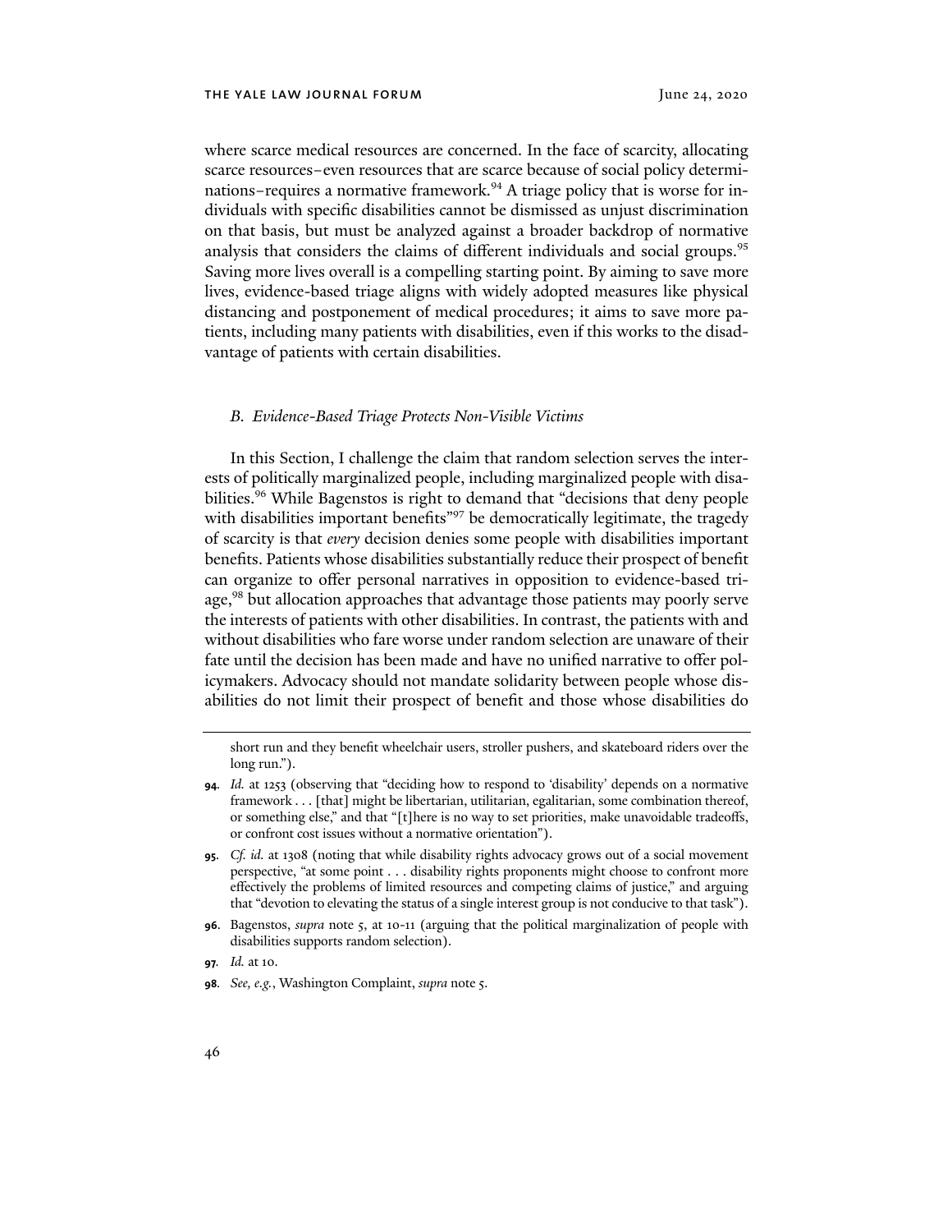where scarce medical resources are concerned. In the face of scarcity, allocating scarce resources–even resources that are scarce because of social policy determinations–requires a normative framework.[94] A triage policy that is worse for individuals with specific disabilities cannot be dismissed as unjust discrimination on that basis, but must be analyzed against a broader backdrop of normative analysis that considers the claims of different individuals and social groups.[95] Saving more lives overall is a compelling starting point. By aiming to save more lives, evidence-based triage aligns with widely adopted measures like physical distancing and postponement of medical procedures; it aims to save more patients, including many patients with disabilities, even if this works to the disadvantage of patients with certain disabilities.

### *B. Evidence-Based Triage Protects Non-Visible Victims*

In this Section, I challenge the claim that random selection serves the interests of politically marginalized people, including marginalized people with disabilities.[96] While Bagenstos is right to demand that "decisions that deny people with disabilities important benefits"[97] be democratically legitimate, the tragedy of scarcity is that *every* decision denies some people with disabilities important benefits. Patients whose disabilities substantially reduce their prospect of benefit can organize to offer personal narratives in opposition to evidence-based triage,[98] but allocation approaches that advantage those patients may poorly serve the interests of patients with other disabilities. In contrast, the patients with and without disabilities who fare worse under random selection are unaware of their fate until the decision has been made and have no unified narrative to offer policymakers. Advocacy should not mandate solidarity between people whose disabilities do not limit their prospect of benefit and those whose disabilities do

---

short run and they benefit wheelchair users, stroller pushers, and skateboard riders over the long run.").

**94.** *Id.* at 1253 (observing that "deciding how to respond to 'disability' depends on a normative framework . . . [that] might be libertarian, utilitarian, egalitarian, some combination thereof, or something else," and that "[t]here is no way to set priorities, make unavoidable tradeoffs, or confront cost issues without a normative orientation").

**95.** *Cf. id.* at 1308 (noting that while disability rights advocacy grows out of a social movement perspective, "at some point . . . disability rights proponents might choose to confront more effectively the problems of limited resources and competing claims of justice," and arguing that "devotion to elevating the status of a single interest group is not conducive to that task").

**96.** Bagenstos, *supra* note 5, at 10-11 (arguing that the political marginalization of people with disabilities supports random selection).

**97.** *Id.* at 10.

**98.** *See, e.g.*, Washington Complaint, *supra* note 5.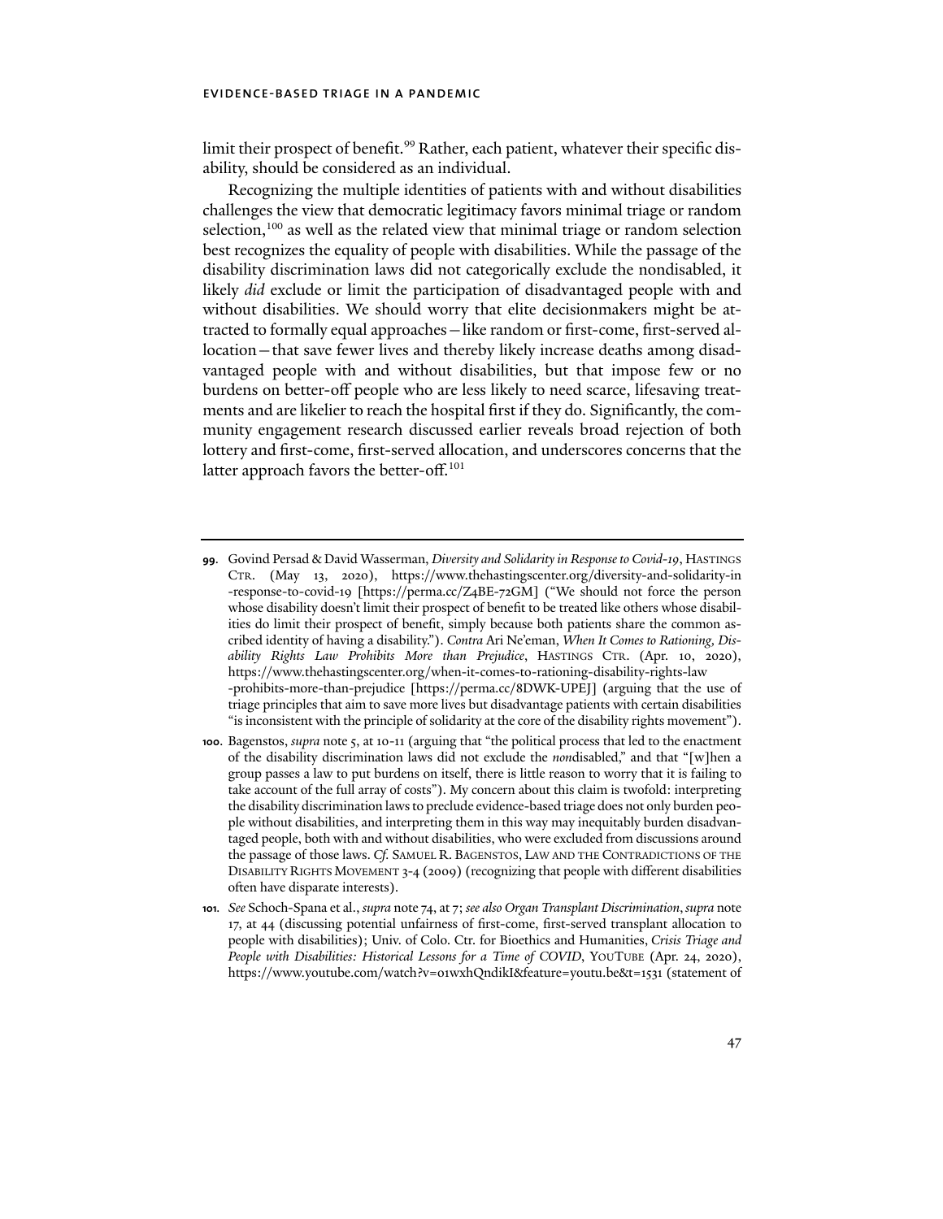limit their prospect of benefit.[99] Rather, each patient, whatever their specific disability, should be considered as an individual.

Recognizing the multiple identities of patients with and without disabilities challenges the view that democratic legitimacy favors minimal triage or random selection,[100] as well as the related view that minimal triage or random selection best recognizes the equality of people with disabilities. While the passage of the disability discrimination laws did not categorically exclude the nondisabled, it likely *did* exclude or limit the participation of disadvantaged people with and without disabilities. We should worry that elite decisionmakers might be attracted to formally equal approaches—like random or first-come, first-served allocation—that save fewer lives and thereby likely increase deaths among disadvantaged people with and without disabilities, but that impose few or no burdens on better-off people who are less likely to need scarce, lifesaving treatments and are likelier to reach the hospital first if they do. Significantly, the community engagement research discussed earlier reveals broad rejection of both lottery and first-come, first-served allocation, and underscores concerns that the latter approach favors the better-off.[101]

---

**99.** Govind Persad & David Wasserman, *Diversity and Solidarity in Response to Covid-19*, HASTINGS CTR. (May 13, 2020), https://www.thehastingscenter.org/diversity-and-solidarity-in-response-to-covid-19 [https://perma.cc/Z4BE-72GM] ("We should not force the person whose disability doesn't limit their prospect of benefit to be treated like others whose disabilities do limit their prospect of benefit, simply because both patients share the common ascribed identity of having a disability."). *Contra* Ari Ne'eman, *When It Comes to Rationing, Disability Rights Law Prohibits More than Prejudice*, HASTINGS CTR. (Apr. 10, 2020), https://www.thehastingscenter.org/when-it-comes-to-rationing-disability-rights-law-prohibits-more-than-prejudice [https://perma.cc/8DWK-UPEJ] (arguing that the use of triage principles that aim to save more lives but disadvantage patients with certain disabilities "is inconsistent with the principle of solidarity at the core of the disability rights movement").

**100.** Bagenstos, *supra* note 5, at 10-11 (arguing that "the political process that led to the enactment of the disability discrimination laws did not exclude the *non*disabled," and that "[w]hen a group passes a law to put burdens on itself, there is little reason to worry that it is failing to take account of the full array of costs"). My concern about this claim is twofold: interpreting the disability discrimination laws to preclude evidence-based triage does not only burden people without disabilities, and interpreting them in this way may inequitably burden disadvantaged people, both with and without disabilities, who were excluded from discussions around the passage of those laws. *Cf.* SAMUEL R. BAGENSTOS, LAW AND THE CONTRADICTIONS OF THE DISABILITY RIGHTS MOVEMENT 3-4 (2009) (recognizing that people with different disabilities often have disparate interests).

**101.** *See* Schoch-Spana et al., *supra* note 74, at 7; *see also Organ Transplant Discrimination*, *supra* note 17, at 44 (discussing potential unfairness of first-come, first-served transplant allocation to people with disabilities); Univ. of Colo. Ctr. for Bioethics and Humanities, *Crisis Triage and People with Disabilities: Historical Lessons for a Time of COVID*, YOUTUBE (Apr. 24, 2020), https://www.youtube.com/watch?v=01wxhQndikI&feature=youtu.be&t=1531 (statement of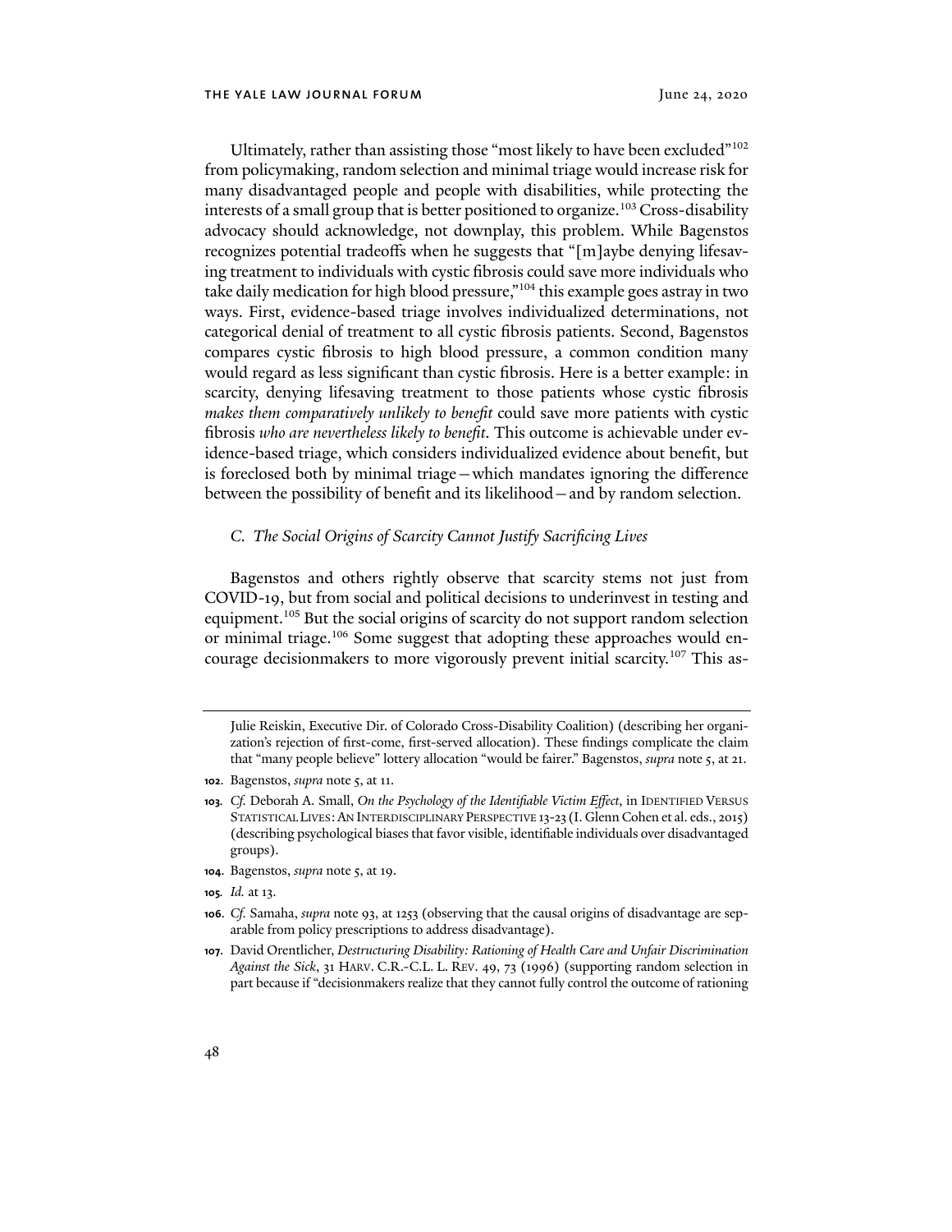Ultimately, rather than assisting those "most likely to have been excluded"[102] from policymaking, random selection and minimal triage would increase risk for many disadvantaged people and people with disabilities, while protecting the interests of a small group that is better positioned to organize.[103] Cross-disability advocacy should acknowledge, not downplay, this problem. While Bagenstos recognizes potential tradeoffs when he suggests that "[m]aybe denying lifesaving treatment to individuals with cystic fibrosis could save more individuals who take daily medication for high blood pressure,"[104] this example goes astray in two ways. First, evidence-based triage involves individualized determinations, not categorical denial of treatment to all cystic fibrosis patients. Second, Bagenstos compares cystic fibrosis to high blood pressure, a common condition many would regard as less significant than cystic fibrosis. Here is a better example: in scarcity, denying lifesaving treatment to those patients whose cystic fibrosis *makes them comparatively unlikely to benefit* could save more patients with cystic fibrosis *who are nevertheless likely to benefit*. This outcome is achievable under evidence-based triage, which considers individualized evidence about benefit, but is foreclosed both by minimal triage—which mandates ignoring the difference between the possibility of benefit and its likelihood—and by random selection.

### *C. The Social Origins of Scarcity Cannot Justify Sacrificing Lives*

Bagenstos and others rightly observe that scarcity stems not just from COVID-19, but from social and political decisions to underinvest in testing and equipment.[105] But the social origins of scarcity do not support random selection or minimal triage.[106] Some suggest that adopting these approaches would encourage decisionmakers to more vigorously prevent initial scarcity.[107] This as-

---

Julie Reiskin, Executive Dir. of Colorado Cross-Disability Coalition) (describing her organization's rejection of first-come, first-served allocation). These findings complicate the claim that "many people believe" lottery allocation "would be fairer." Bagenstos, *supra* note 5, at 21.

102. Bagenstos, *supra* note 5, at 11.

103. *Cf.* Deborah A. Small, *On the Psychology of the Identifiable Victim Effect*, in IDENTIFIED VERSUS STATISTICAL LIVES: AN INTERDISCIPLINARY PERSPECTIVE 13-23 (I. Glenn Cohen et al. eds., 2015) (describing psychological biases that favor visible, identifiable individuals over disadvantaged groups).

104. Bagenstos, *supra* note 5, at 19.

105. *Id.* at 13.

106. *Cf.* Samaha, *supra* note 93, at 1253 (observing that the causal origins of disadvantage are separable from policy prescriptions to address disadvantage).

107. David Orentlicher, *Destructuring Disability: Rationing of Health Care and Unfair Discrimination Against the Sick*, 31 HARV. C.R.-C.L. L. REV. 49, 73 (1996) (supporting random selection in part because if "decisionmakers realize that they cannot fully control the outcome of rationing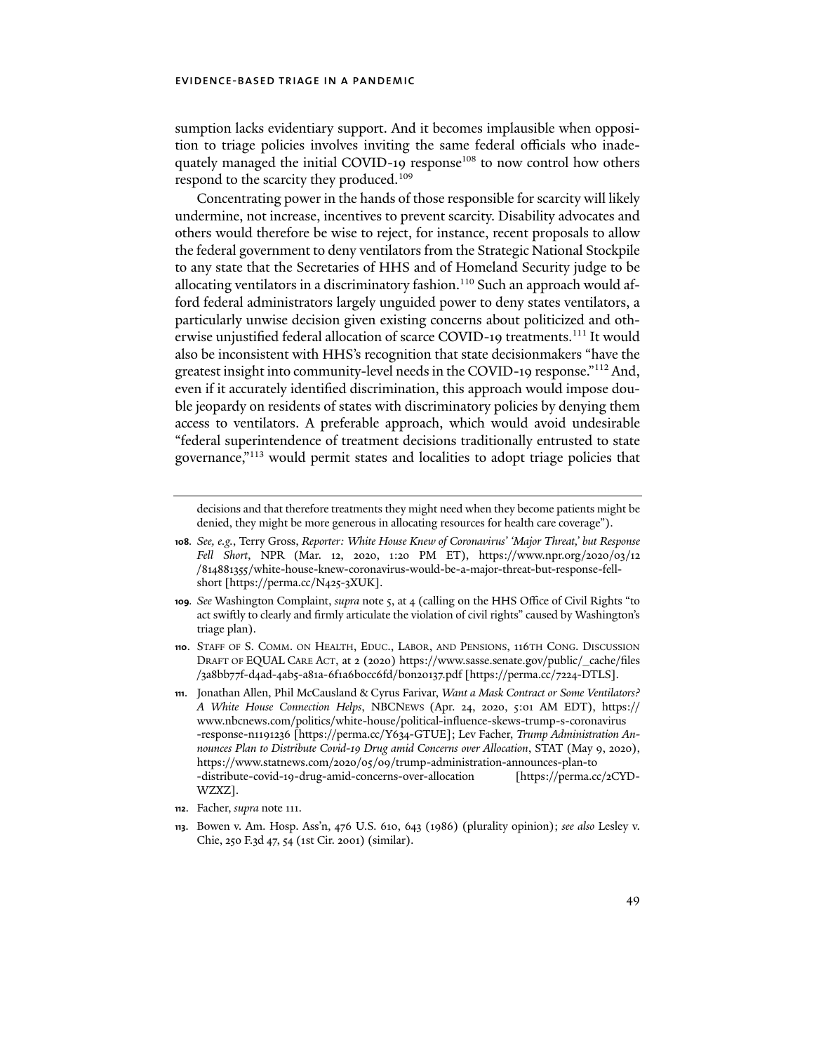sumption lacks evidentiary support. And it becomes implausible when opposition to triage policies involves inviting the same federal officials who inadequately managed the initial COVID-19 response[108] to now control how others respond to the scarcity they produced.[109]

Concentrating power in the hands of those responsible for scarcity will likely undermine, not increase, incentives to prevent scarcity. Disability advocates and others would therefore be wise to reject, for instance, recent proposals to allow the federal government to deny ventilators from the Strategic National Stockpile to any state that the Secretaries of HHS and of Homeland Security judge to be allocating ventilators in a discriminatory fashion.[110] Such an approach would afford federal administrators largely unguided power to deny states ventilators, a particularly unwise decision given existing concerns about politicized and otherwise unjustified federal allocation of scarce COVID-19 treatments.[111] It would also be inconsistent with HHS's recognition that state decisionmakers "have the greatest insight into community-level needs in the COVID-19 response."[112] And, even if it accurately identified discrimination, this approach would impose double jeopardy on residents of states with discriminatory policies by denying them access to ventilators. A preferable approach, which would avoid undesirable "federal superintendence of treatment decisions traditionally entrusted to state governance,"[113] would permit states and localities to adopt triage policies that

---

decisions and that therefore treatments they might need when they become patients might be denied, they might be more generous in allocating resources for health care coverage").

108. *See, e.g.*, Terry Gross, *Reporter: White House Knew of Coronavirus' 'Major Threat,' but Response Fell Short*, NPR (Mar. 12, 2020, 1:20 PM ET), https://www.npr.org/2020/03/12/814881355/white-house-knew-coronavirus-would-be-a-major-threat-but-response-fell-short [https://perma.cc/N425-3XUK].

109. *See* Washington Complaint, *supra* note 5, at 4 (calling on the HHS Office of Civil Rights "to act swiftly to clearly and firmly articulate the violation of civil rights" caused by Washington's triage plan).

110. STAFF OF S. COMM. ON HEALTH, EDUC., LABOR, AND PENSIONS, 116TH CONG. DISCUSSION DRAFT OF EQUAL CARE ACT, at 2 (2020) https://www.sasse.senate.gov/public/_cache/files/3a8bb77f-d4ad-4ab5-a81a-6f1a6b0cc6fd/bon20137.pdf [https://perma.cc/7224-DTLS].

111. Jonathan Allen, Phil McCausland & Cyrus Farivar, *Want a Mask Contract or Some Ventilators? A White House Connection Helps*, NBCNEWS (Apr. 24, 2020, 5:01 AM EDT), https://www.nbcnews.com/politics/white-house/political-influence-skews-trump-s-coronavirus-response-n1191236 [https://perma.cc/Y634-GTUE]; Lev Facher, *Trump Administration Announces Plan to Distribute Covid-19 Drug amid Concerns over Allocation*, STAT (May 9, 2020), https://www.statnews.com/2020/05/09/trump-administration-announces-plan-to-distribute-covid-19-drug-amid-concerns-over-allocation [https://perma.cc/2CYD-WZXZ].

112. Facher, *supra* note 111.

113. Bowen v. Am. Hosp. Ass'n, 476 U.S. 610, 643 (1986) (plurality opinion); *see also* Lesley v. Chie, 250 F.3d 47, 54 (1st Cir. 2001) (similar).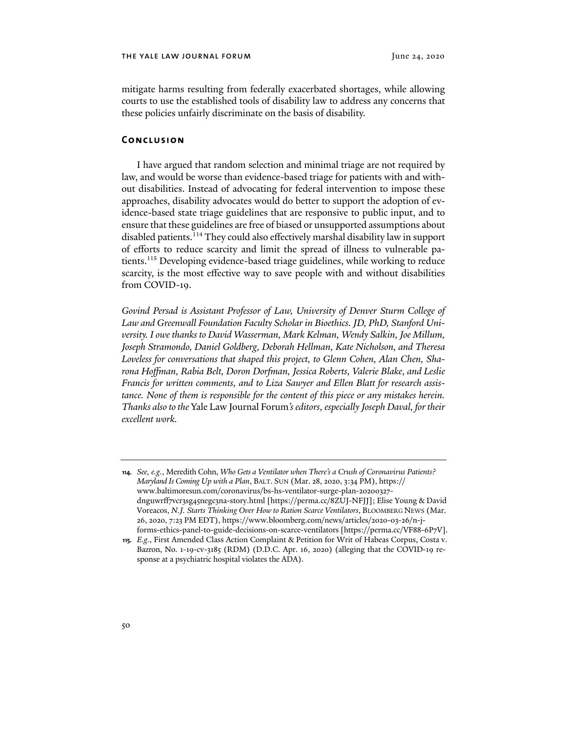mitigate harms resulting from federally exacerbated shortages, while allowing courts to use the established tools of disability law to address any concerns that these policies unfairly discriminate on the basis of disability.

## Conclusion

I have argued that random selection and minimal triage are not required by law, and would be worse than evidence-based triage for patients with and without disabilities. Instead of advocating for federal intervention to impose these approaches, disability advocates would do better to support the adoption of evidence-based state triage guidelines that are responsive to public input, and to ensure that these guidelines are free of biased or unsupported assumptions about disabled patients.[114] They could also effectively marshal disability law in support of efforts to reduce scarcity and limit the spread of illness to vulnerable patients.[115] Developing evidence-based triage guidelines, while working to reduce scarcity, is the most effective way to save people with and without disabilities from COVID-19.

*Govind Persad is Assistant Professor of Law, University of Denver Sturm College of Law and Greenwall Foundation Faculty Scholar in Bioethics. JD, PhD, Stanford University. I owe thanks to David Wasserman, Mark Kelman, Wendy Salkin, Joe Millum, Joseph Stramondo, Daniel Goldberg, Deborah Hellman, Kate Nicholson, and Theresa Loveless for conversations that shaped this project, to Glenn Cohen, Alan Chen, Sharona Hoffman, Rabia Belt, Doron Dorfman, Jessica Roberts, Valerie Blake, and Leslie Francis for written comments, and to Liza Sawyer and Ellen Blatt for research assistance. None of them is responsible for the content of this piece or any mistakes herein. Thanks also to the* Yale Law Journal Forum*'s editors, especially Joseph Daval, for their excellent work.*

---

114. *See, e.g.*, Meredith Cohn, *Who Gets a Ventilator when There's a Crush of Coronavirus Patients? Maryland Is Coming Up with a Plan*, BALT. SUN (Mar. 28, 2020, 3:34 PM), https://www.baltimoresun.com/coronavirus/bs-hs-ventilator-surge-plan-20200327-dnguwrff7vcr3sg45negc3na-story.html [https://perma.cc/8ZUJ-NFJJ]; Elise Young & David Voreacos, *N.J. Starts Thinking Over How to Ration Scarce Ventilators*, BLOOMBERG NEWS (Mar. 26, 2020, 7:23 PM EDT), https://www.bloomberg.com/news/articles/2020-03-26/n-j-forms-ethics-panel-to-guide-decisions-on-scarce-ventilators [https://perma.cc/VF88-6P7V].

115. *E.g.*, First Amended Class Action Complaint & Petition for Writ of Habeas Corpus, Costa v. Bazron, No. 1-19-cv-3185 (RDM) (D.D.C. Apr. 16, 2020) (alleging that the COVID-19 response at a psychiatric hospital violates the ADA).